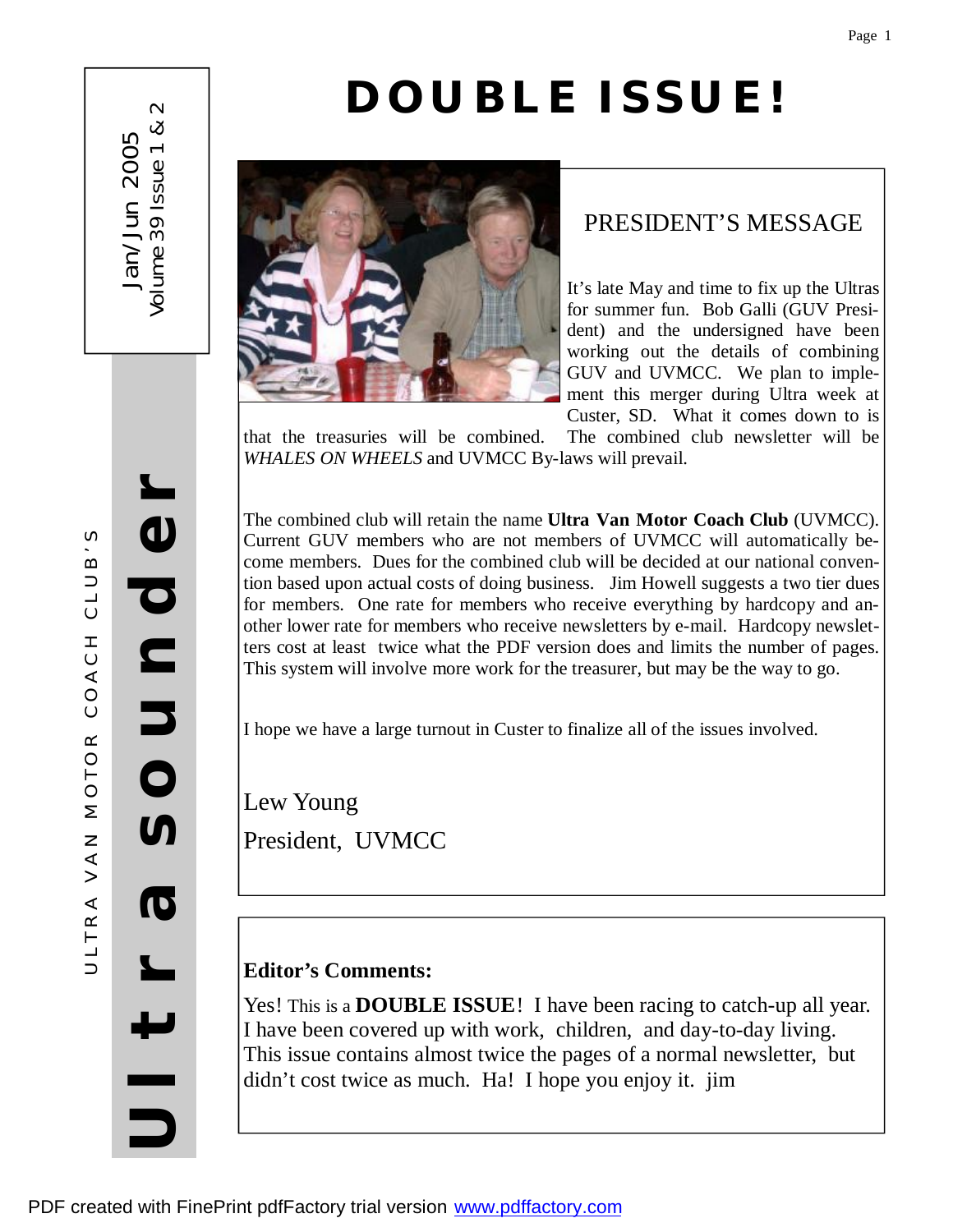ULTRA VAN MOTOR COACH CLUB'S

# Ultra sounder

Jan/Jun 2005
Volume 39 Issue 1 & 2

# DOUBLE ISSUE!

## PRESIDENT'S MESSAGE

It's late May and time to fix up the Ultras for summer fun. Bob Galli (GUV President) and the undersigned have been working out the details of combining GUV and UVMCC. We plan to implement this merger during Ultra week at Custer, SD. What it comes down to is that the treasuries will be combined. The combined club newsletter will be *WHALES ON WHEELS* and UVMCC By-laws will prevail.

The combined club will retain the name **Ultra Van Motor Coach Club** (UVMCC). Current GUV members who are not members of UVMCC will automatically become members. Dues for the combined club will be decided at our national convention based upon actual costs of doing business. Jim Howell suggests a two tier dues for members. One rate for members who receive everything by hardcopy and another lower rate for members who receive newsletters by e-mail. Hardcopy newsletters cost at least twice what the PDF version does and limits the number of pages. This system will involve more work for the treasurer, but may be the way to go.

I hope we have a large turnout in Custer to finalize all of the issues involved.

Lew Young

President, UVMCC

**Editor's Comments:**

Yes! This is a **DOUBLE ISSUE**! I have been racing to catch-up all year. I have been covered up with work, children, and day-to-day living. This issue contains almost twice the pages of a normal newsletter, but didn't cost twice as much. Ha! I hope you enjoy it. jim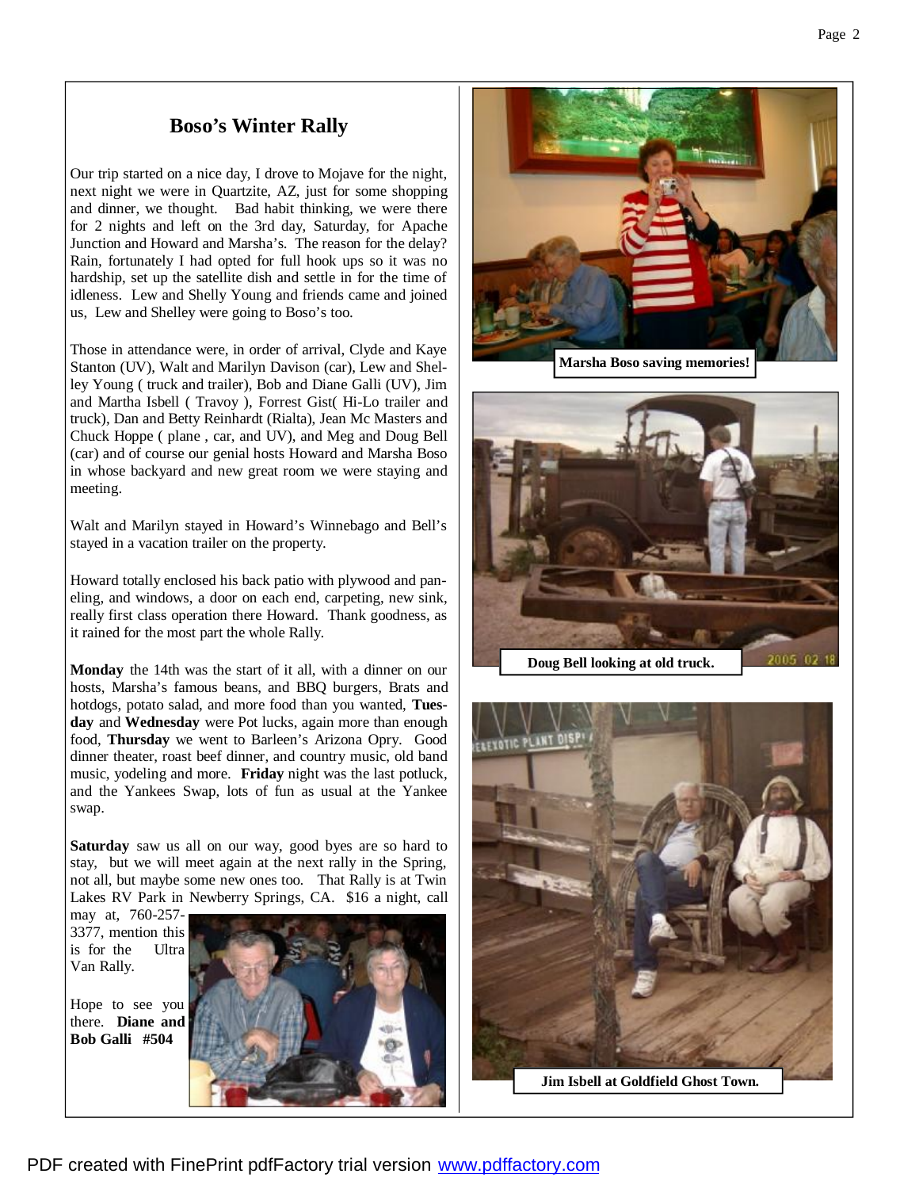## Boso's Winter Rally

Our trip started on a nice day, I drove to Mojave for the night, next night we were in Quartzite, AZ, just for some shopping and dinner, we thought. Bad habit thinking, we were there for 2 nights and left on the 3rd day, Saturday, for Apache Junction and Howard and Marsha's. The reason for the delay? Rain, fortunately I had opted for full hook ups so it was no hardship, set up the satellite dish and settle in for the time of idleness. Lew and Shelly Young and friends came and joined us, Lew and Shelley were going to Boso's too.

Those in attendance were, in order of arrival, Clyde and Kaye Stanton (UV), Walt and Marilyn Davison (car), Lew and Shelley Young ( truck and trailer), Bob and Diane Galli (UV), Jim and Martha Isbell ( Travoy ), Forrest Gist( Hi-Lo trailer and truck), Dan and Betty Reinhardt (Rialta), Jean Mc Masters and Chuck Hoppe ( plane , car, and UV), and Meg and Doug Bell (car) and of course our genial hosts Howard and Marsha Boso in whose backyard and new great room we were staying and meeting.

Walt and Marilyn stayed in Howard's Winnebago and Bell's stayed in a vacation trailer on the property.

Howard totally enclosed his back patio with plywood and paneling, and windows, a door on each end, carpeting, new sink, really first class operation there Howard. Thank goodness, as it rained for the most part the whole Rally.

**Monday** the 14th was the start of it all, with a dinner on our hosts, Marsha's famous beans, and BBQ burgers, Brats and hotdogs, potato salad, and more food than you wanted, **Tuesday** and **Wednesday** were Pot lucks, again more than enough food, **Thursday** we went to Barleen's Arizona Opry. Good dinner theater, roast beef dinner, and country music, old band music, yodeling and more. **Friday** night was the last potluck, and the Yankees Swap, lots of fun as usual at the Yankee swap.

**Saturday** saw us all on our way, good byes are so hard to stay, but we will meet again at the next rally in the Spring, not all, but maybe some new ones too. That Rally is at Twin Lakes RV Park in Newberry Springs, CA. $16 a night, call may at, 760-257-3377, mention this is for the Ultra Van Rally.

Hope to see you there. **Diane and Bob Galli #504**

Marsha Boso saving memories!

Doug Bell looking at old truck.

Jim Isbell at Goldfield Ghost Town.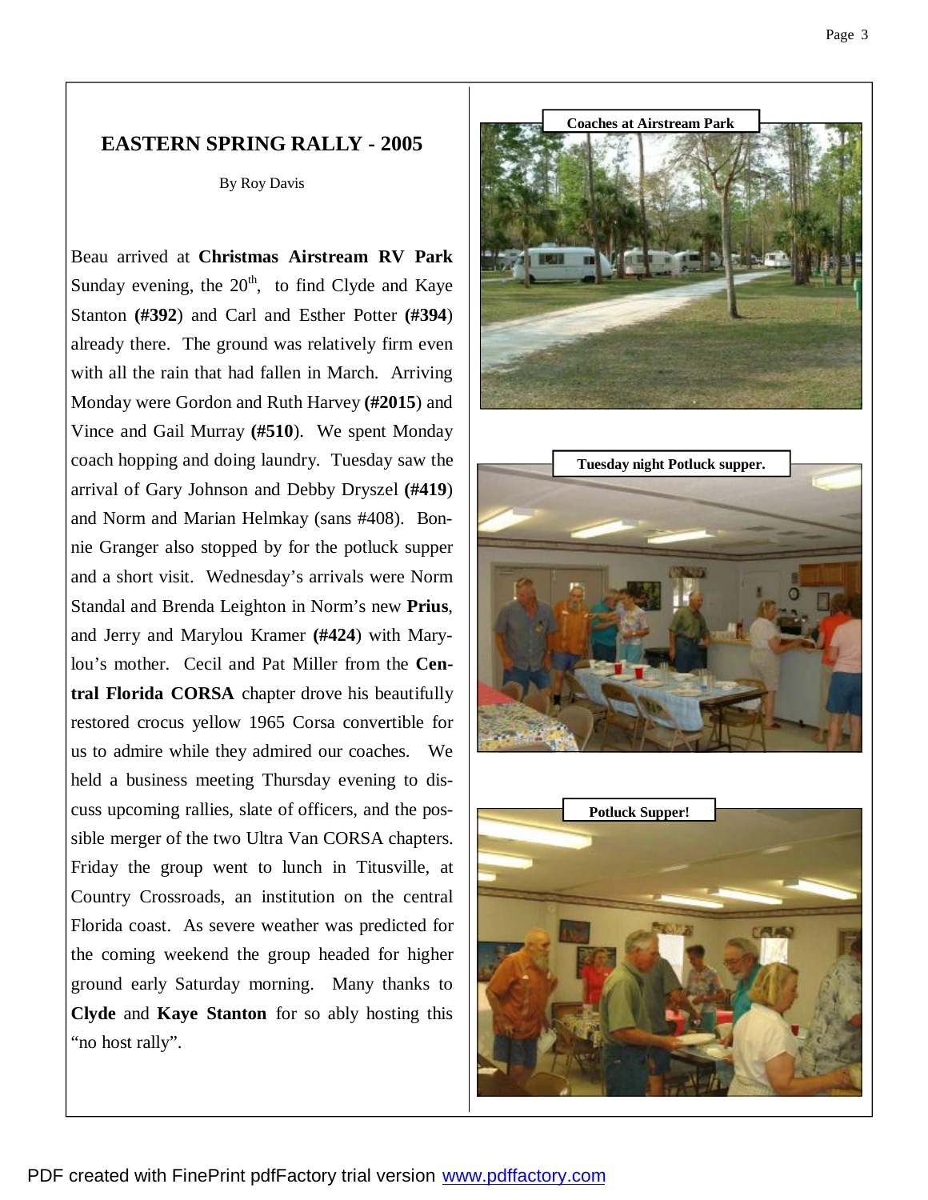## EASTERN SPRING RALLY - 2005

By Roy Davis

Beau arrived at **Christmas Airstream RV Park** Sunday evening, the 20th, to find Clyde and Kaye Stanton **(#392**) and Carl and Esther Potter **(#394**) already there. The ground was relatively firm even with all the rain that had fallen in March. Arriving Monday were Gordon and Ruth Harvey **(#2015**) and Vince and Gail Murray **(#510**). We spent Monday coach hopping and doing laundry. Tuesday saw the arrival of Gary Johnson and Debby Dryszel **(#419**) and Norm and Marian Helmkay (sans #408). Bonnie Granger also stopped by for the potluck supper and a short visit. Wednesday's arrivals were Norm Standal and Brenda Leighton in Norm's new **Prius**, and Jerry and Marylou Kramer **(#424**) with Marylou's mother. Cecil and Pat Miller from the **Central Florida CORSA** chapter drove his beautifully restored crocus yellow 1965 Corsa convertible for us to admire while they admired our coaches. We held a business meeting Thursday evening to discuss upcoming rallies, slate of officers, and the possible merger of the two Ultra Van CORSA chapters. Friday the group went to lunch in Titusville, at Country Crossroads, an institution on the central Florida coast. As severe weather was predicted for the coming weekend the group headed for higher ground early Saturday morning. Many thanks to **Clyde** and **Kaye Stanton** for so ably hosting this "no host rally".

**Coaches at Airstream Park**

**Tuesday night Potluck supper.**

**Potluck Supper!**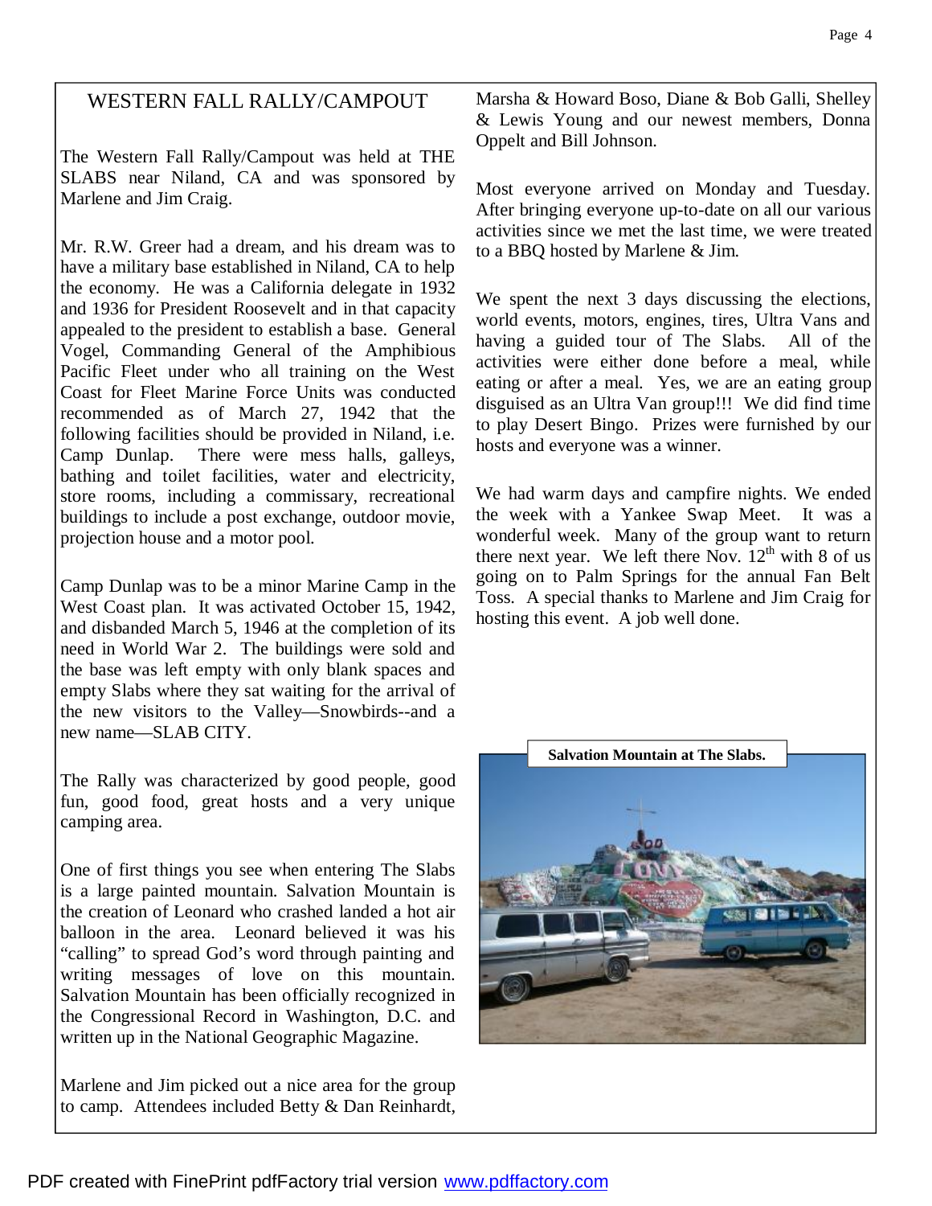## WESTERN FALL RALLY/CAMPOUT

The Western Fall Rally/Campout was held at THE SLABS near Niland, CA and was sponsored by Marlene and Jim Craig.

Mr. R.W. Greer had a dream, and his dream was to have a military base established in Niland, CA to help the economy. He was a California delegate in 1932 and 1936 for President Roosevelt and in that capacity appealed to the president to establish a base. General Vogel, Commanding General of the Amphibious Pacific Fleet under who all training on the West Coast for Fleet Marine Force Units was conducted recommended as of March 27, 1942 that the following facilities should be provided in Niland, i.e. Camp Dunlap. There were mess halls, galleys, bathing and toilet facilities, water and electricity, store rooms, including a commissary, recreational buildings to include a post exchange, outdoor movie, projection house and a motor pool.

Camp Dunlap was to be a minor Marine Camp in the West Coast plan. It was activated October 15, 1942, and disbanded March 5, 1946 at the completion of its need in World War 2. The buildings were sold and the base was left empty with only blank spaces and empty Slabs where they sat waiting for the arrival of the new visitors to the Valley—Snowbirds--and a new name—SLAB CITY.

The Rally was characterized by good people, good fun, good food, great hosts and a very unique camping area.

One of first things you see when entering The Slabs is a large painted mountain. Salvation Mountain is the creation of Leonard who crashed landed a hot air balloon in the area. Leonard believed it was his "calling" to spread God's word through painting and writing messages of love on this mountain. Salvation Mountain has been officially recognized in the Congressional Record in Washington, D.C. and written up in the National Geographic Magazine.

Marlene and Jim picked out a nice area for the group to camp. Attendees included Betty & Dan Reinhardt, Marsha & Howard Boso, Diane & Bob Galli, Shelley & Lewis Young and our newest members, Donna Oppelt and Bill Johnson.

Most everyone arrived on Monday and Tuesday. After bringing everyone up-to-date on all our various activities since we met the last time, we were treated to a BBQ hosted by Marlene & Jim.

We spent the next 3 days discussing the elections, world events, motors, engines, tires, Ultra Vans and having a guided tour of The Slabs. All of the activities were either done before a meal, while eating or after a meal. Yes, we are an eating group disguised as an Ultra Van group!!! We did find time to play Desert Bingo. Prizes were furnished by our hosts and everyone was a winner.

We had warm days and campfire nights. We ended the week with a Yankee Swap Meet. It was a wonderful week. Many of the group want to return there next year. We left there Nov. 12th with 8 of us going on to Palm Springs for the annual Fan Belt Toss. A special thanks to Marlene and Jim Craig for hosting this event. A job well done.

**Salvation Mountain at The Slabs.**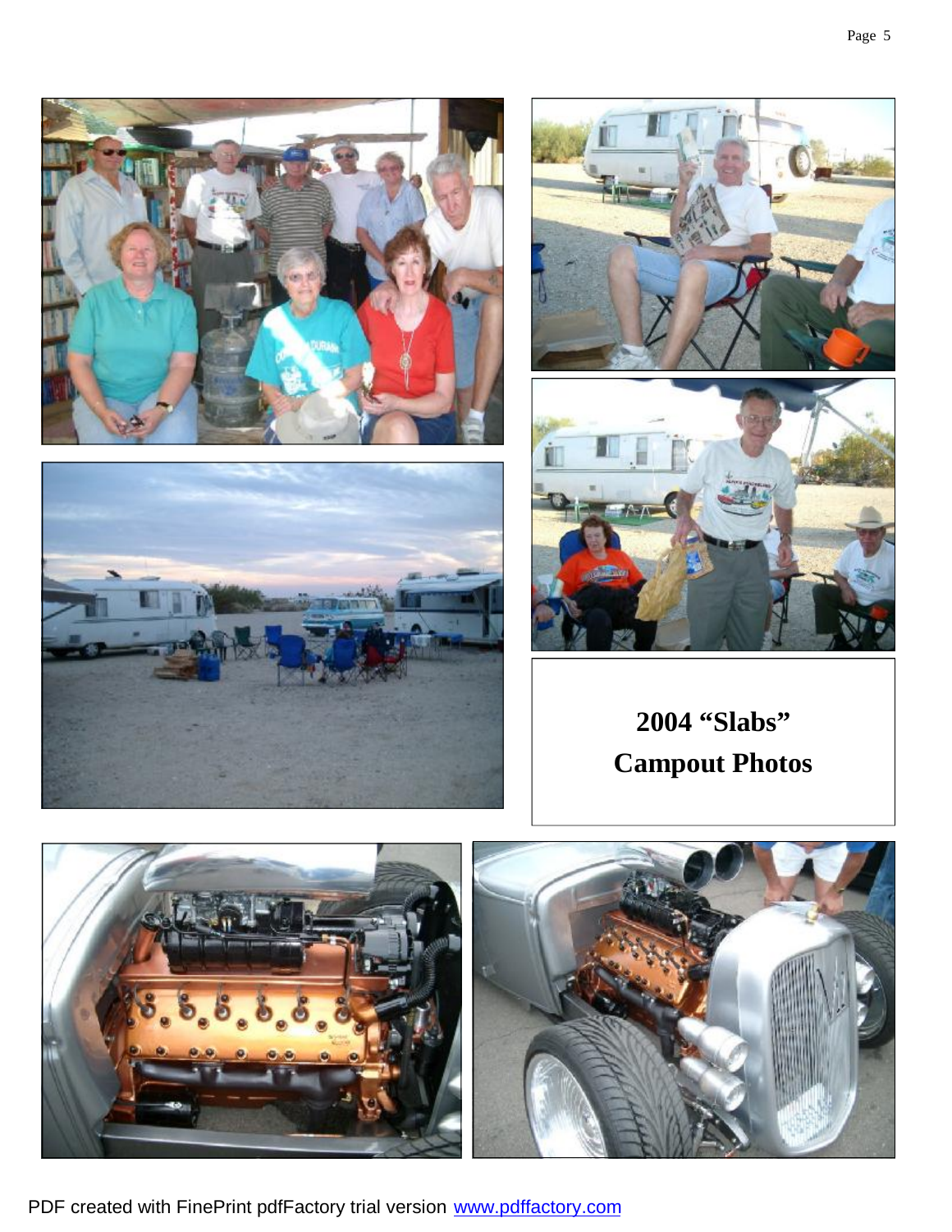**2004 "Slabs" Campout Photos**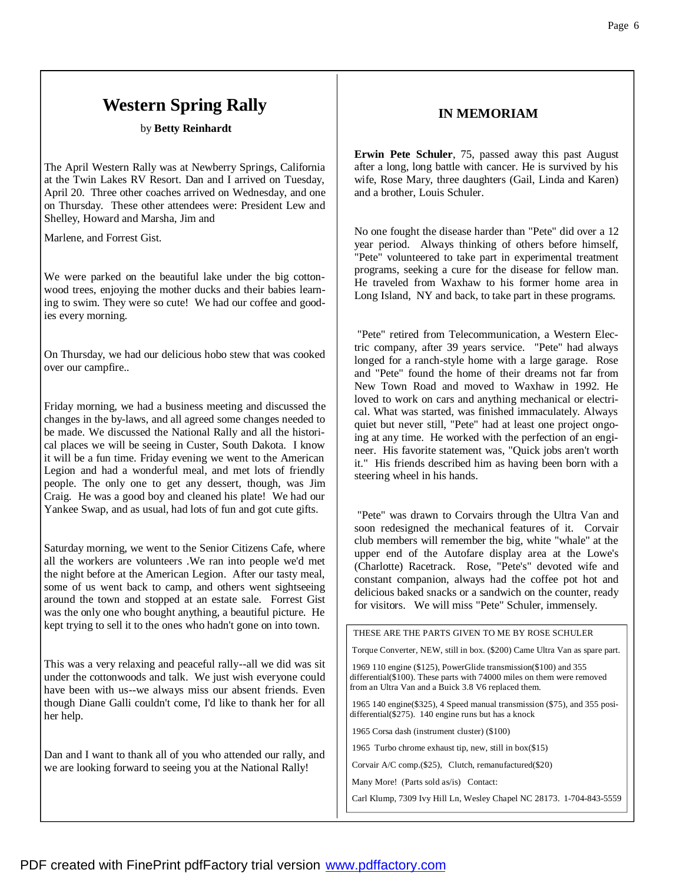# Western Spring Rally

by **Betty Reinhardt**

The April Western Rally was at Newberry Springs, California at the Twin Lakes RV Resort. Dan and I arrived on Tuesday, April 20. Three other coaches arrived on Wednesday, and one on Thursday. These other attendees were: President Lew and Shelley, Howard and Marsha, Jim and

Marlene, and Forrest Gist.

We were parked on the beautiful lake under the big cottonwood trees, enjoying the mother ducks and their babies learning to swim. They were so cute! We had our coffee and goodies every morning.

On Thursday, we had our delicious hobo stew that was cooked over our campfire..

Friday morning, we had a business meeting and discussed the changes in the by-laws, and all agreed some changes needed to be made. We discussed the National Rally and all the historical places we will be seeing in Custer, South Dakota. I know it will be a fun time. Friday evening we went to the American Legion and had a wonderful meal, and met lots of friendly people. The only one to get any dessert, though, was Jim Craig. He was a good boy and cleaned his plate! We had our Yankee Swap, and as usual, had lots of fun and got cute gifts.

Saturday morning, we went to the Senior Citizens Cafe, where all the workers are volunteers .We ran into people we'd met the night before at the American Legion. After our tasty meal, some of us went back to camp, and others went sightseeing around the town and stopped at an estate sale. Forrest Gist was the only one who bought anything, a beautiful picture. He kept trying to sell it to the ones who hadn't gone on into town.

This was a very relaxing and peaceful rally--all we did was sit under the cottonwoods and talk. We just wish everyone could have been with us--we always miss our absent friends. Even though Diane Galli couldn't come, I'd like to thank her for all her help.

Dan and I want to thank all of you who attended our rally, and we are looking forward to seeing you at the National Rally!

## IN MEMORIAM

**Erwin Pete Schuler**, 75, passed away this past August after a long, long battle with cancer. He is survived by his wife, Rose Mary, three daughters (Gail, Linda and Karen) and a brother, Louis Schuler.

No one fought the disease harder than "Pete" did over a 12 year period. Always thinking of others before himself, "Pete" volunteered to take part in experimental treatment programs, seeking a cure for the disease for fellow man. He traveled from Waxhaw to his former home area in Long Island, NY and back, to take part in these programs.

"Pete" retired from Telecommunication, a Western Electric company, after 39 years service. "Pete" had always longed for a ranch-style home with a large garage. Rose and "Pete" found the home of their dreams not far from New Town Road and moved to Waxhaw in 1992. He loved to work on cars and anything mechanical or electrical. What was started, was finished immaculately. Always quiet but never still, "Pete" had at least one project ongoing at any time. He worked with the perfection of an engineer. His favorite statement was, "Quick jobs aren't worth it." His friends described him as having been born with a steering wheel in his hands.

"Pete" was drawn to Corvairs through the Ultra Van and soon redesigned the mechanical features of it. Corvair club members will remember the big, white "whale" at the upper end of the Autofare display area at the Lowe's (Charlotte) Racetrack. Rose, "Pete's" devoted wife and constant companion, always had the coffee pot hot and delicious baked snacks or a sandwich on the counter, ready for visitors. We will miss "Pete" Schuler, immensely.

THESE ARE THE PARTS GIVEN TO ME BY ROSE SCHULER

Torque Converter, NEW, still in box. ($200) Came Ultra Van as spare part.

1969 110 engine ($125), PowerGlide transmission($100) and 355 differential($100). These parts with 74000 miles on them were removed from an Ultra Van and a Buick 3.8 V6 replaced them.

1965 140 engine($325), 4 Speed manual transmission ($75), and 355 posi-differential($275). 140 engine runs but has a knock

1965 Corsa dash (instrument cluster) ($100)

1965 Turbo chrome exhaust tip, new, still in box($15)

Corvair A/C comp.($25), Clutch, remanufactured($20)

Many More! (Parts sold as/is) Contact:

Carl Klump, 7309 Ivy Hill Ln, Wesley Chapel NC 28173. 1-704-843-5559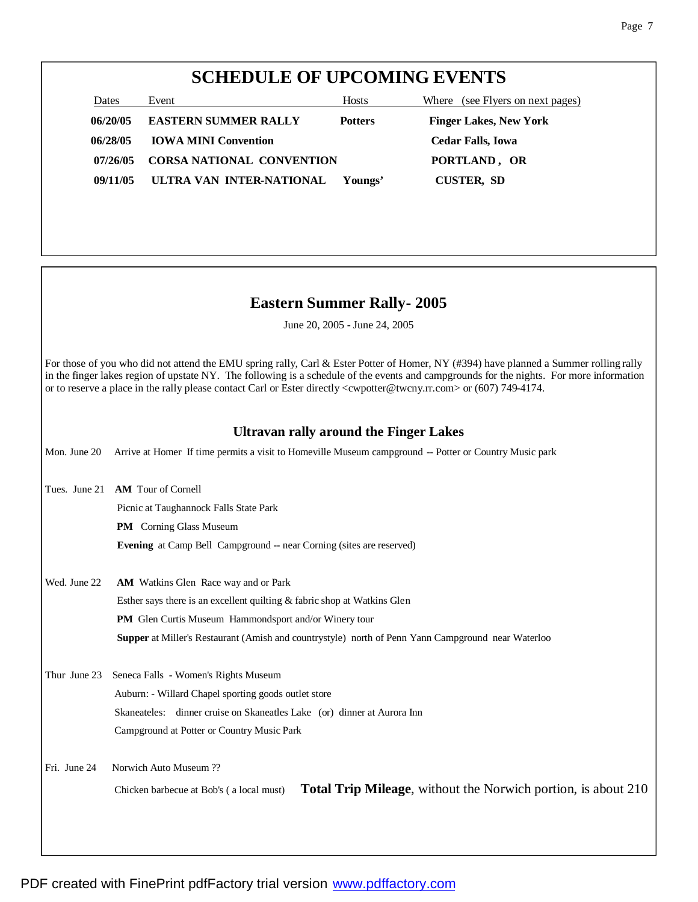## SCHEDULE OF UPCOMING EVENTS

| Dates | Event | Hosts | Where (see Flyers on next pages) |
|---|---|---|---|
| **06/20/05** | **EASTERN SUMMER RALLY** | **Potters** | **Finger Lakes, New York** |
| **06/28/05** | **IOWA MINI Convention** | | **Cedar Falls, Iowa** |
| **07/26/05** | **CORSA NATIONAL CONVENTION** | | **PORTLAND , OR** |
| **09/11/05** | **ULTRA VAN INTER-NATIONAL** | **Youngs'** | **CUSTER, SD** |

## Eastern Summer Rally- 2005

June 20, 2005 - June 24, 2005

For those of you who did not attend the EMU spring rally, Carl & Ester Potter of Homer, NY (#394) have planned a Summer rolling rally in the finger lakes region of upstate NY. The following is a schedule of the events and campgrounds for the nights. For more information or to reserve a place in the rally please contact Carl or Ester directly <cwpotter@twcny.rr.com> or (607) 749-4174.

### Ultravan rally around the Finger Lakes

Mon. June 20 Arrive at Homer If time permits a visit to Homeville Museum campground -- Potter or Country Music park

Tues. June 21 **AM** Tour of Cornell

Picnic at Taughannock Falls State Park

**PM** Corning Glass Museum

**Evening** at Camp Bell Campground -- near Corning (sites are reserved)

Wed. June 22 **AM** Watkins Glen Race way and or Park

Esther says there is an excellent quilting & fabric shop at Watkins Glen

**PM** Glen Curtis Museum Hammondsport and/or Winery tour

**Supper** at Miller's Restaurant (Amish and countrystyle) north of Penn Yann Campground near Waterloo

Thur June 23 Seneca Falls - Women's Rights Museum

Auburn: - Willard Chapel sporting goods outlet store

Skaneateles: dinner cruise on Skaneatles Lake (or) dinner at Aurora Inn

Campground at Potter or Country Music Park

Fri. June 24 Norwich Auto Museum ??

Chicken barbecue at Bob's ( a local must)

**Total Trip Mileage**, without the Norwich portion, is about 210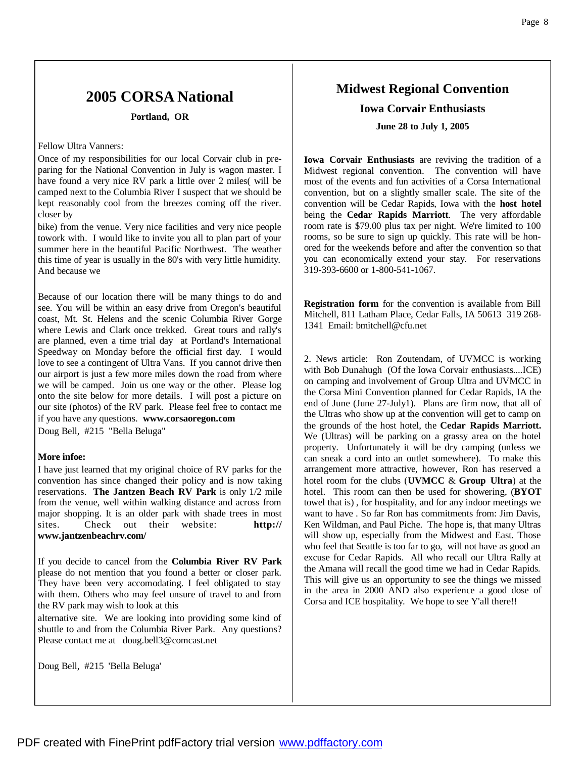## 2005 CORSA National

**Portland, OR**

Fellow Ultra Vanners:

Once of my responsibilities for our local Corvair club in preparing for the National Convention in July is wagon master. I have found a very nice RV park a little over 2 miles( will be camped next to the Columbia River I suspect that we should be kept reasonably cool from the breezes coming off the river. closer by

bike) from the venue. Very nice facilities and very nice people towork with. I would like to invite you all to plan part of your summer here in the beautiful Pacific Northwest. The weather this time of year is usually in the 80's with very little humidity. And because we

Because of our location there will be many things to do and see. You will be within an easy drive from Oregon's beautiful coast, Mt. St. Helens and the scenic Columbia River Gorge where Lewis and Clark once trekked. Great tours and rally's are planned, even a time trial day at Portland's International Speedway on Monday before the official first day. I would love to see a contingent of Ultra Vans. If you cannot drive then our airport is just a few more miles down the road from where we will be camped. Join us one way or the other. Please log onto the site below for more details. I will post a picture on our site (photos) of the RV park. Please feel free to contact me if you have any questions. **www.corsaoregon.com**

Doug Bell, #215 "Bella Beluga"

**More infoe:**

I have just learned that my original choice of RV parks for the convention has since changed their policy and is now taking reservations. **The Jantzen Beach RV Park** is only 1/2 mile from the venue, well within walking distance and across from major shopping. It is an older park with shade trees in most sites. Check out their website: **http://www.jantzenbeachrv.com/**

If you decide to cancel from the **Columbia River RV Park** please do not mention that you found a better or closer park. They have been very accomodating. I feel obligated to stay with them. Others who may feel unsure of travel to and from the RV park may wish to look at this

alternative site. We are looking into providing some kind of shuttle to and from the Columbia River Park. Any questions? Please contact me at doug.bell3@comcast.net

Doug Bell, #215 'Bella Beluga'

## Midwest Regional Convention

### Iowa Corvair Enthusiasts

**June 28 to July 1, 2005**

**Iowa Corvair Enthusiasts** are reviving the tradition of a Midwest regional convention. The convention will have most of the events and fun activities of a Corsa International convention, but on a slightly smaller scale. The site of the convention will be Cedar Rapids, Iowa with the **host hotel** being the **Cedar Rapids Marriott**. The very affordable room rate is $79.00 plus tax per night. We're limited to 100 rooms, so be sure to sign up quickly. This rate will be honored for the weekends before and after the convention so that you can economically extend your stay. For reservations 319-393-6600 or 1-800-541-1067.

**Registration form** for the convention is available from Bill Mitchell, 811 Latham Place, Cedar Falls, IA 50613 319 268-1341 Email: bmitchell@cfu.net

2. News article: Ron Zoutendam, of UVMCC is working with Bob Dunahugh (Of the Iowa Corvair enthusiasts....ICE) on camping and involvement of Group Ultra and UVMCC in the Corsa Mini Convention planned for Cedar Rapids, IA the end of June (June 27-July1). Plans are firm now, that all of the Ultras who show up at the convention will get to camp on the grounds of the host hotel, the **Cedar Rapids Marriott.** We (Ultras) will be parking on a grassy area on the hotel property. Unfortunately it will be dry camping (unless we can sneak a cord into an outlet somewhere). To make this arrangement more attractive, however, Ron has reserved a hotel room for the clubs (**UVMCC** & **Group Ultra**) at the hotel. This room can then be used for showering, (**BYOT** towel that is) , for hospitality, and for any indoor meetings we want to have . So far Ron has commitments from: Jim Davis, Ken Wildman, and Paul Piche. The hope is, that many Ultras will show up, especially from the Midwest and East. Those who feel that Seattle is too far to go, will not have as good an excuse for Cedar Rapids. All who recall our Ultra Rally at the Amana will recall the good time we had in Cedar Rapids. This will give us an opportunity to see the things we missed in the area in 2000 AND also experience a good dose of Corsa and ICE hospitality. We hope to see Y'all there!!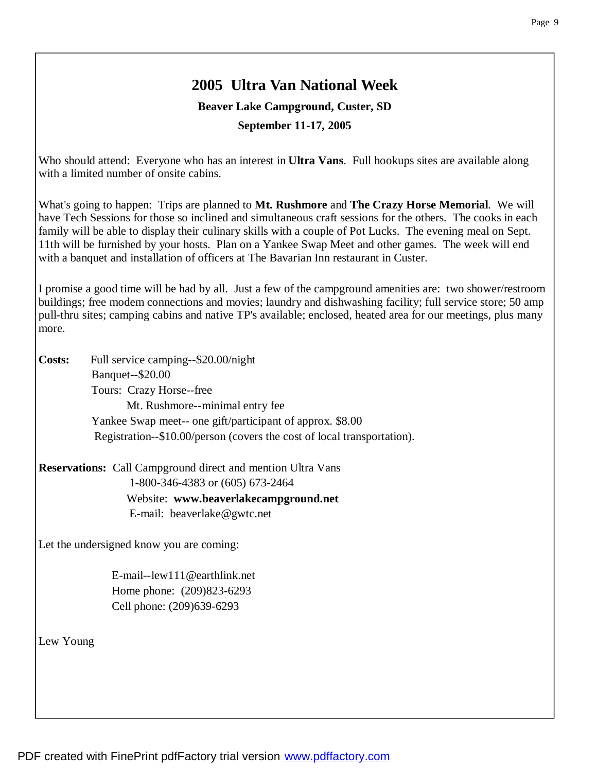# 2005 Ultra Van National Week

**Beaver Lake Campground, Custer, SD**

**September 11-17, 2005**

Who should attend: Everyone who has an interest in **Ultra Vans**. Full hookups sites are available along with a limited number of onsite cabins.

What's going to happen: Trips are planned to **Mt. Rushmore** and **The Crazy Horse Memorial**. We will have Tech Sessions for those so inclined and simultaneous craft sessions for the others. The cooks in each family will be able to display their culinary skills with a couple of Pot Lucks. The evening meal on Sept. 11th will be furnished by your hosts. Plan on a Yankee Swap Meet and other games. The week will end with a banquet and installation of officers at The Bavarian Inn restaurant in Custer.

I promise a good time will be had by all. Just a few of the campground amenities are: two shower/restroom buildings; free modem connections and movies; laundry and dishwashing facility; full service store; 50 amp pull-thru sites; camping cabins and native TP's available; enclosed, heated area for our meetings, plus many more.

**Costs:** Full service camping--$20.00/night
Banquet--$20.00
Tours: Crazy Horse--free
Mt. Rushmore--minimal entry fee
Yankee Swap meet-- one gift/participant of approx. $8.00
Registration--$10.00/person (covers the cost of local transportation).

**Reservations:** Call Campground direct and mention Ultra Vans
1-800-346-4383 or (605) 673-2464
Website: **www.beaverlakecampground.net**
E-mail: beaverlake@gwtc.net

Let the undersigned know you are coming:

E-mail--lew111@earthlink.net
Home phone: (209)823-6293
Cell phone: (209)639-6293

Lew Young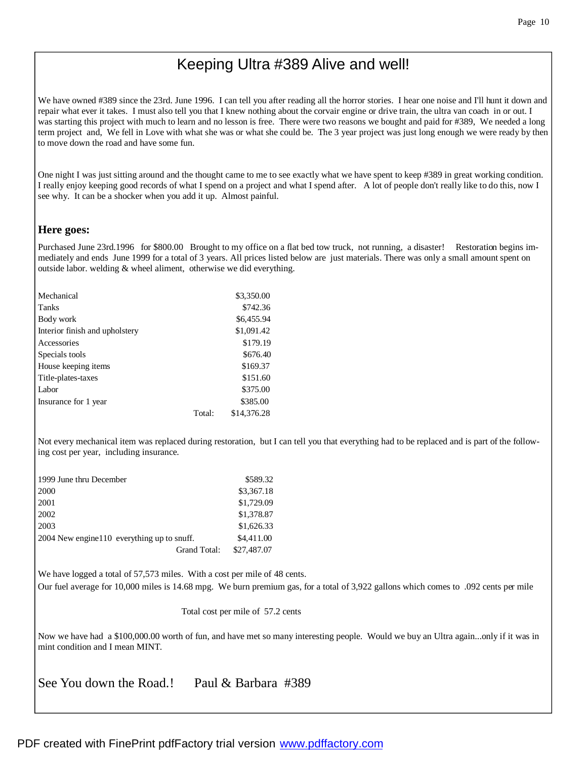# Keeping Ultra #389 Alive and well!

We have owned #389 since the 23rd. June 1996. I can tell you after reading all the horror stories. I hear one noise and I'll hunt it down and repair what ever it takes. I must also tell you that I knew nothing about the corvair engine or drive train, the ultra van coach in or out. I was starting this project with much to learn and no lesson is free. There were two reasons we bought and paid for #389, We needed a long term project and, We fell in Love with what she was or what she could be. The 3 year project was just long enough we were ready by then to move down the road and have some fun.

One night I was just sitting around and the thought came to me to see exactly what we have spent to keep #389 in great working condition. I really enjoy keeping good records of what I spend on a project and what I spend after. A lot of people don't really like to do this, now I see why. It can be a shocker when you add it up. Almost painful.

## Here goes:

Purchased June 23rd.1996 for $800.00 Brought to my office on a flat bed tow truck, not running, a disaster! Restoration begins immediately and ends June 1999 for a total of 3 years. All prices listed below are just materials. There was only a small amount spent on outside labor. welding & wheel aliment, otherwise we did everything.

| | | |
|---|---|---|
| Mechanical | | $3,350.00 |
| Tanks | | $742.36 |
| Body work | | $6,455.94 |
| Interior finish and upholstery | | $1,091.42 |
| Accessories | | $179.19 |
| Specials tools | | $676.40 |
| House keeping items | | $169.37 |
| Title-plates-taxes | | $151.60 |
| Labor | | $375.00 |
| Insurance for 1 year | | $385.00 |
| | Total: | $14,376.28 |

Not every mechanical item was replaced during restoration, but I can tell you that everything had to be replaced and is part of the following cost per year, including insurance.

| | |
|---|---|
| 1999 June thru December | $589.32 |
| 2000 | $3,367.18 |
| 2001 | $1,729.09 |
| 2002 | $1,378.87 |
| 2003 | $1,626.33 |
| 2004 New engine110 everything up to snuff. | $4,411.00 |
| Grand Total: | $27,487.07 |

We have logged a total of 57,573 miles. With a cost per mile of 48 cents.
Our fuel average for 10,000 miles is 14.68 mpg. We burn premium gas, for a total of 3,922 gallons which comes to .092 cents per mile

Total cost per mile of 57.2 cents

Now we have had a $100,000.00 worth of fun, and have met so many interesting people. Would we buy an Ultra again...only if it was in mint condition and I mean MINT.

See You down the Road.! Paul & Barbara #389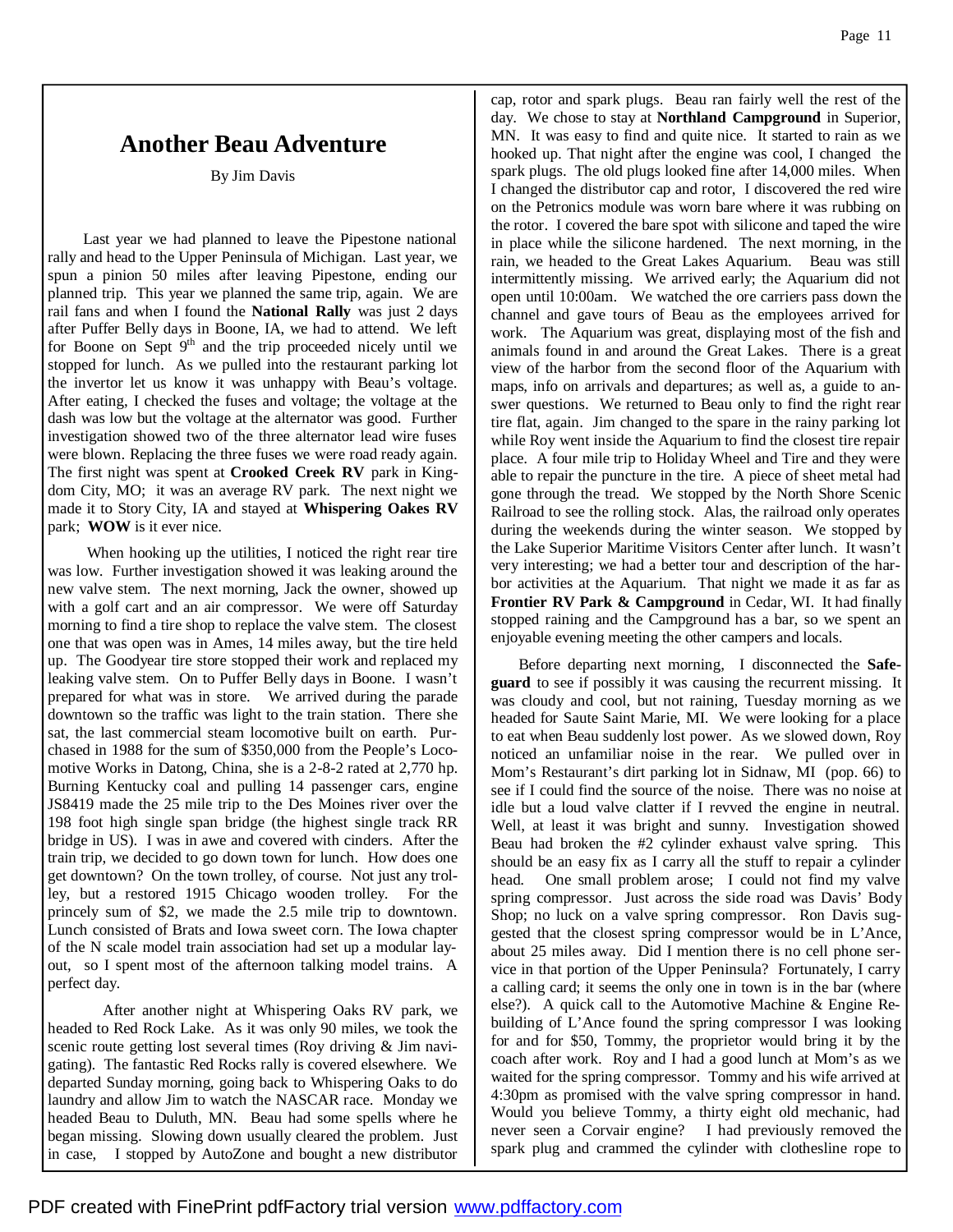# Another Beau Adventure

By Jim Davis

Last year we had planned to leave the Pipestone national rally and head to the Upper Peninsula of Michigan. Last year, we spun a pinion 50 miles after leaving Pipestone, ending our planned trip. This year we planned the same trip, again. We are rail fans and when I found the **National Rally** was just 2 days after Puffer Belly days in Boone, IA, we had to attend. We left for Boone on Sept 9th and the trip proceeded nicely until we stopped for lunch. As we pulled into the restaurant parking lot the invertor let us know it was unhappy with Beau's voltage. After eating, I checked the fuses and voltage; the voltage at the dash was low but the voltage at the alternator was good. Further investigation showed two of the three alternator lead wire fuses were blown. Replacing the three fuses we were road ready again. The first night was spent at **Crooked Creek RV** park in Kingdom City, MO; it was an average RV park. The next night we made it to Story City, IA and stayed at **Whispering Oakes RV** park; **WOW** is it ever nice.

When hooking up the utilities, I noticed the right rear tire was low. Further investigation showed it was leaking around the new valve stem. The next morning, Jack the owner, showed up with a golf cart and an air compressor. We were off Saturday morning to find a tire shop to replace the valve stem. The closest one that was open was in Ames, 14 miles away, but the tire held up. The Goodyear tire store stopped their work and replaced my leaking valve stem. On to Puffer Belly days in Boone. I wasn't prepared for what was in store. We arrived during the parade downtown so the traffic was light to the train station. There she sat, the last commercial steam locomotive built on earth. Purchased in 1988 for the sum of $350,000 from the People's Locomotive Works in Datong, China, she is a 2-8-2 rated at 2,770 hp. Burning Kentucky coal and pulling 14 passenger cars, engine JS8419 made the 25 mile trip to the Des Moines river over the 198 foot high single span bridge (the highest single track RR bridge in US). I was in awe and covered with cinders. After the train trip, we decided to go down town for lunch. How does one get downtown? On the town trolley, of course. Not just any trolley, but a restored 1915 Chicago wooden trolley. For the princely sum of $2, we made the 2.5 mile trip to downtown. Lunch consisted of Brats and Iowa sweet corn. The Iowa chapter of the N scale model train association had set up a modular layout, so I spent most of the afternoon talking model trains. A perfect day.

After another night at Whispering Oaks RV park, we headed to Red Rock Lake. As it was only 90 miles, we took the scenic route getting lost several times (Roy driving & Jim navigating). The fantastic Red Rocks rally is covered elsewhere. We departed Sunday morning, going back to Whispering Oaks to do laundry and allow Jim to watch the NASCAR race. Monday we headed Beau to Duluth, MN. Beau had some spells where he began missing. Slowing down usually cleared the problem. Just in case, I stopped by AutoZone and bought a new distributor cap, rotor and spark plugs. Beau ran fairly well the rest of the day. We chose to stay at **Northland Campground** in Superior, MN. It was easy to find and quite nice. It started to rain as we hooked up. That night after the engine was cool, I changed the spark plugs. The old plugs looked fine after 14,000 miles. When I changed the distributor cap and rotor, I discovered the red wire on the Petronics module was worn bare where it was rubbing on the rotor. I covered the bare spot with silicone and taped the wire in place while the silicone hardened. The next morning, in the rain, we headed to the Great Lakes Aquarium. Beau was still intermittently missing. We arrived early; the Aquarium did not open until 10:00am. We watched the ore carriers pass down the channel and gave tours of Beau as the employees arrived for work. The Aquarium was great, displaying most of the fish and animals found in and around the Great Lakes. There is a great view of the harbor from the second floor of the Aquarium with maps, info on arrivals and departures; as well as, a guide to answer questions. We returned to Beau only to find the right rear tire flat, again. Jim changed to the spare in the rainy parking lot while Roy went inside the Aquarium to find the closest tire repair place. A four mile trip to Holiday Wheel and Tire and they were able to repair the puncture in the tire. A piece of sheet metal had gone through the tread. We stopped by the North Shore Scenic Railroad to see the rolling stock. Alas, the railroad only operates during the weekends during the winter season. We stopped by the Lake Superior Maritime Visitors Center after lunch. It wasn't very interesting; we had a better tour and description of the harbor activities at the Aquarium. That night we made it as far as **Frontier RV Park & Campground** in Cedar, WI. It had finally stopped raining and the Campground has a bar, so we spent an enjoyable evening meeting the other campers and locals.

Before departing next morning, I disconnected the **Safeguard** to see if possibly it was causing the recurrent missing. It was cloudy and cool, but not raining, Tuesday morning as we headed for Saute Saint Marie, MI. We were looking for a place to eat when Beau suddenly lost power. As we slowed down, Roy noticed an unfamiliar noise in the rear. We pulled over in Mom's Restaurant's dirt parking lot in Sidnaw, MI (pop. 66) to see if I could find the source of the noise. There was no noise at idle but a loud valve clatter if I revved the engine in neutral. Well, at least it was bright and sunny. Investigation showed Beau had broken the #2 cylinder exhaust valve spring. This should be an easy fix as I carry all the stuff to repair a cylinder head. One small problem arose; I could not find my valve spring compressor. Just across the side road was Davis' Body Shop; no luck on a valve spring compressor. Ron Davis suggested that the closest spring compressor would be in L'Ance, about 25 miles away. Did I mention there is no cell phone service in that portion of the Upper Peninsula? Fortunately, I carry a calling card; it seems the only one in town is in the bar (where else?). A quick call to the Automotive Machine & Engine Rebuilding of L'Ance found the spring compressor I was looking for and for $50, Tommy, the proprietor would bring it by the coach after work. Roy and I had a good lunch at Mom's as we waited for the spring compressor. Tommy and his wife arrived at 4:30pm as promised with the valve spring compressor in hand. Would you believe Tommy, a thirty eight old mechanic, had never seen a Corvair engine? I had previously removed the spark plug and crammed the cylinder with clothesline rope to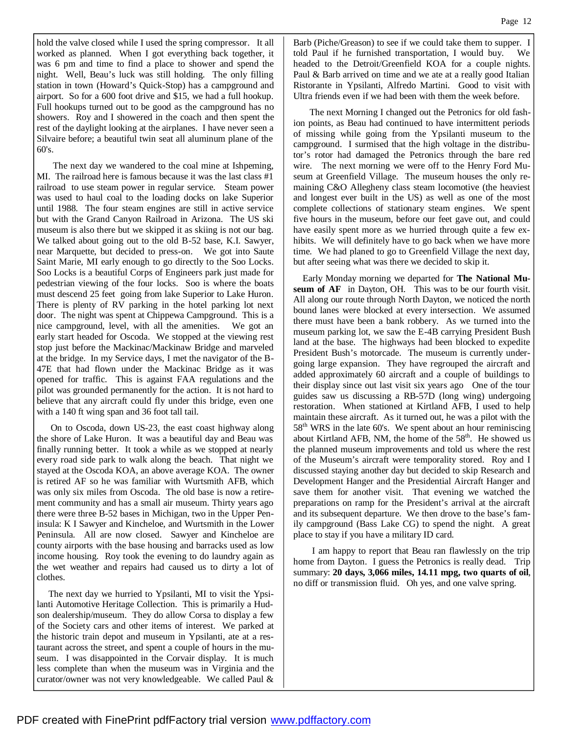hold the valve closed while I used the spring compressor. It all worked as planned. When I got everything back together, it was 6 pm and time to find a place to shower and spend the night. Well, Beau's luck was still holding. The only filling station in town (Howard's Quick-Stop) has a campground and airport. So for a 600 foot drive and $15, we had a full hookup. Full hookups turned out to be good as the campground has no showers. Roy and I showered in the coach and then spent the rest of the daylight looking at the airplanes. I have never seen a Silvaire before; a beautiful twin seat all aluminum plane of the 60's.

The next day we wandered to the coal mine at Ishpeming, MI. The railroad here is famous because it was the last class #1 railroad to use steam power in regular service. Steam power was used to haul coal to the loading docks on lake Superior until 1988. The four steam engines are still in active service but with the Grand Canyon Railroad in Arizona. The US ski museum is also there but we skipped it as skiing is not our bag. We talked about going out to the old B-52 base, K.I. Sawyer, near Marquette, but decided to press-on. We got into Saute Saint Marie, MI early enough to go directly to the Soo Locks. Soo Locks is a beautiful Corps of Engineers park just made for pedestrian viewing of the four locks. Soo is where the boats must descend 25 feet going from lake Superior to Lake Huron. There is plenty of RV parking in the hotel parking lot next door. The night was spent at Chippewa Campground. This is a nice campground, level, with all the amenities. We got an early start headed for Oscoda. We stopped at the viewing rest stop just before the Mackinac/Mackinaw Bridge and marveled at the bridge. In my Service days, I met the navigator of the B-47E that had flown under the Mackinac Bridge as it was opened for traffic. This is against FAA regulations and the pilot was grounded permanently for the action. It is not hard to believe that any aircraft could fly under this bridge, even one with a 140 ft wing span and 36 foot tall tail.

On to Oscoda, down US-23, the east coast highway along the shore of Lake Huron. It was a beautiful day and Beau was finally running better. It took a while as we stopped at nearly every road side park to walk along the beach. That night we stayed at the Oscoda KOA, an above average KOA. The owner is retired AF so he was familiar with Wurtsmith AFB, which was only six miles from Oscoda. The old base is now a retirement community and has a small air museum. Thirty years ago there were three B-52 bases in Michigan, two in the Upper Peninsula: K I Sawyer and Kincheloe, and Wurtsmith in the Lower Peninsula. All are now closed. Sawyer and Kincheloe are county airports with the base housing and barracks used as low income housing. Roy took the evening to do laundry again as the wet weather and repairs had caused us to dirty a lot of clothes.

The next day we hurried to Ypsilanti, MI to visit the Ypsilanti Automotive Heritage Collection. This is primarily a Hudson dealership/museum. They do allow Corsa to display a few of the Society cars and other items of interest. We parked at the historic train depot and museum in Ypsilanti, ate at a restaurant across the street, and spent a couple of hours in the museum. I was disappointed in the Corvair display. It is much less complete than when the museum was in Virginia and the curator/owner was not very knowledgeable. We called Paul & Barb (Piche/Greason) to see if we could take them to supper. I told Paul if he furnished transportation, I would buy. We headed to the Detroit/Greenfield KOA for a couple nights. Paul & Barb arrived on time and we ate at a really good Italian Ristorante in Ypsilanti, Alfredo Martini. Good to visit with Ultra friends even if we had been with them the week before.

The next Morning I changed out the Petronics for old fashion points, as Beau had continued to have intermittent periods of missing while going from the Ypsilanti museum to the campground. I surmised that the high voltage in the distributor's rotor had damaged the Petronics through the bare red wire. The next morning we were off to the Henry Ford Museum at Greenfield Village. The museum houses the only remaining C&O Allegheny class steam locomotive (the heaviest and longest ever built in the US) as well as one of the most complete collections of stationary steam engines. We spent five hours in the museum, before our feet gave out, and could have easily spent more as we hurried through quite a few exhibits. We will definitely have to go back when we have more time. We had planed to go to Greenfield Village the next day, but after seeing what was there we decided to skip it.

Early Monday morning we departed for **The National Museum of AF** in Dayton, OH. This was to be our fourth visit. All along our route through North Dayton, we noticed the north bound lanes were blocked at every intersection. We assumed there must have been a bank robbery. As we turned into the museum parking lot, we saw the E-4B carrying President Bush land at the base. The highways had been blocked to expedite President Bush's motorcade. The museum is currently undergoing large expansion. They have regrouped the aircraft and added approximately 60 aircraft and a couple of buildings to their display since out last visit six years ago One of the tour guides saw us discussing a RB-57D (long wing) undergoing restoration. When stationed at Kirtland AFB, I used to help maintain these aircraft. As it turned out, he was a pilot with the 58th WRS in the late 60's. We spent about an hour reminiscing about Kirtland AFB, NM, the home of the 58th. He showed us the planned museum improvements and told us where the rest of the Museum's aircraft were temporality stored. Roy and I discussed staying another day but decided to skip Research and Development Hanger and the Presidential Aircraft Hanger and save them for another visit. That evening we watched the preparations on ramp for the President's arrival at the aircraft and its subsequent departure. We then drove to the base's family campground (Bass Lake CG) to spend the night. A great place to stay if you have a military ID card.

I am happy to report that Beau ran flawlessly on the trip home from Dayton. I guess the Petronics is really dead. Trip summary: **20 days, 3,066 miles, 14.11 mpg, two quarts of oil**, no diff or transmission fluid. Oh yes, and one valve spring.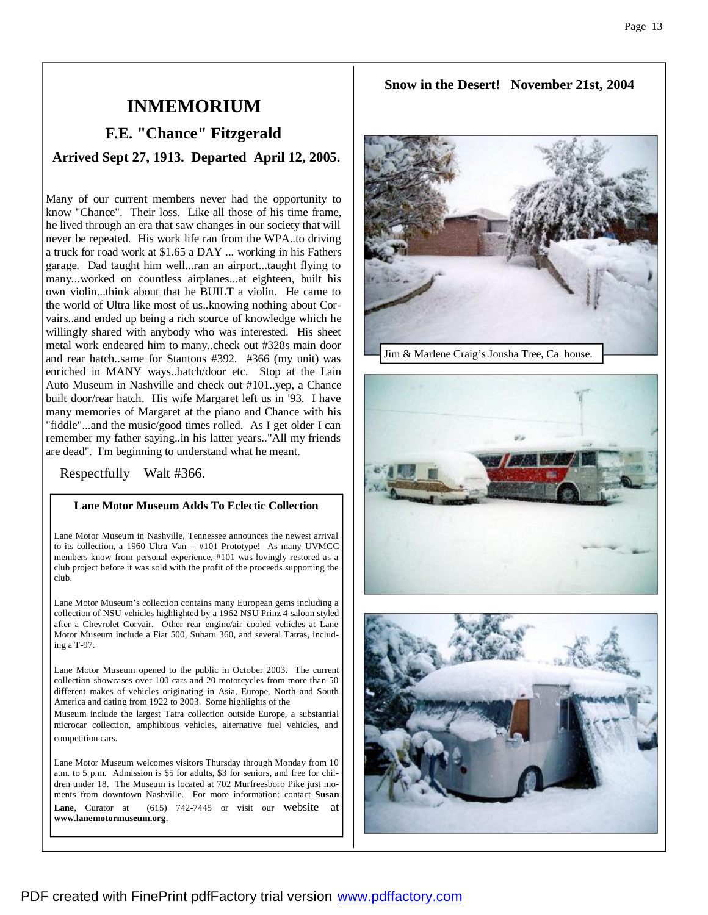# INMEMORIUM

## F.E. "Chance" Fitzgerald

### Arrived Sept 27, 1913. Departed April 12, 2005.

Many of our current members never had the opportunity to know "Chance". Their loss. Like all those of his time frame, he lived through an era that saw changes in our society that will never be repeated. His work life ran from the WPA..to driving a truck for road work at $1.65 a DAY ... working in his Fathers garage. Dad taught him well...ran an airport...taught flying to many...worked on countless airplanes...at eighteen, built his own violin...think about that he BUILT a violin. He came to the world of Ultra like most of us..knowing nothing about Corvairs..and ended up being a rich source of knowledge which he willingly shared with anybody who was interested. His sheet metal work endeared him to many..check out #328s main door and rear hatch..same for Stantons #392. #366 (my unit) was enriched in MANY ways..hatch/door etc. Stop at the Lain Auto Museum in Nashville and check out #101..yep, a Chance built door/rear hatch. His wife Margaret left us in '93. I have many memories of Margaret at the piano and Chance with his "fiddle"...and the music/good times rolled. As I get older I can remember my father saying..in his latter years.."All my friends are dead". I'm beginning to understand what he meant.

Respectfully Walt #366.

### Lane Motor Museum Adds To Eclectic Collection

Lane Motor Museum in Nashville, Tennessee announces the newest arrival to its collection, a 1960 Ultra Van -- #101 Prototype! As many UVMCC members know from personal experience, #101 was lovingly restored as a club project before it was sold with the profit of the proceeds supporting the club.

Lane Motor Museum's collection contains many European gems including a collection of NSU vehicles highlighted by a 1962 NSU Prinz 4 saloon styled after a Chevrolet Corvair. Other rear engine/air cooled vehicles at Lane Motor Museum include a Fiat 500, Subaru 360, and several Tatras, including a T-97.

Lane Motor Museum opened to the public in October 2003. The current collection showcases over 100 cars and 20 motorcycles from more than 50 different makes of vehicles originating in Asia, Europe, North and South America and dating from 1922 to 2003. Some highlights of the Museum include the largest Tatra collection outside Europe, a substantial microcar collection, amphibious vehicles, alternative fuel vehicles, and competition cars.

Lane Motor Museum welcomes visitors Thursday through Monday from 10 a.m. to 5 p.m. Admission is $5 for adults, $3 for seniors, and free for children under 18. The Museum is located at 702 Murfreesboro Pike just moments from downtown Nashville. For more information: contact **Susan Lane**, Curator at (615) 742-7445 or visit our website at **www.lanemotormuseum.org**.

## Snow in the Desert! November 21st, 2004

Jim & Marlene Craig's Jousha Tree, Ca house.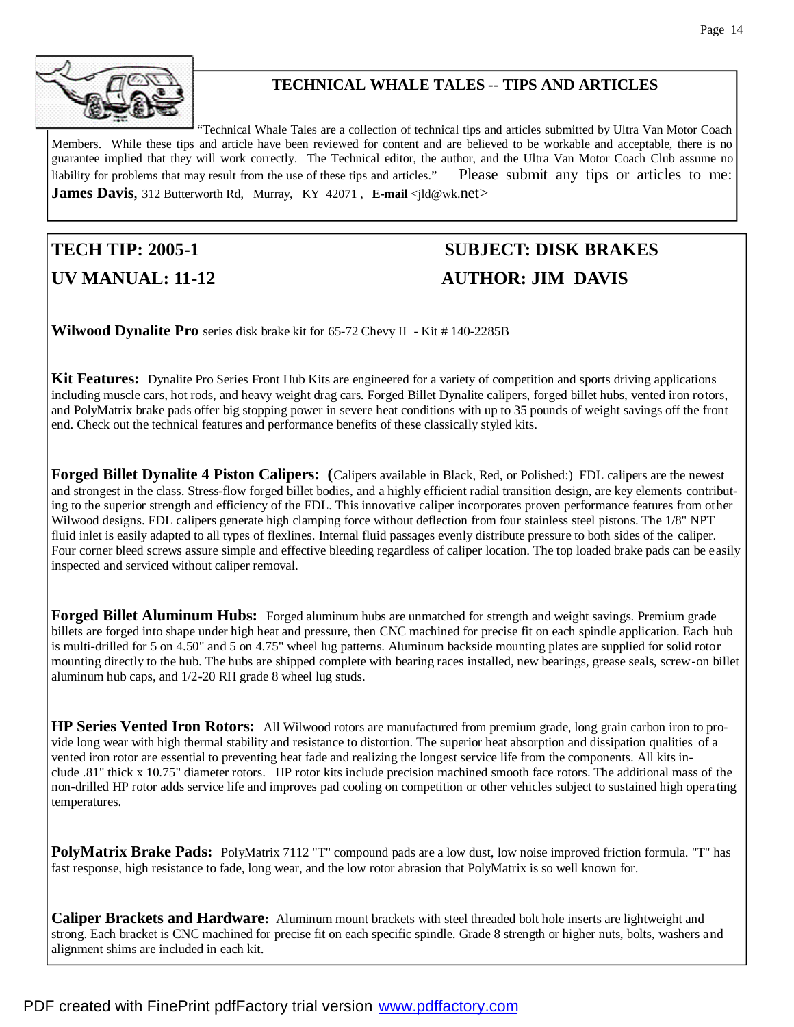## TECHNICAL WHALE TALES -- TIPS AND ARTICLES

"Technical Whale Tales are a collection of technical tips and articles submitted by Ultra Van Motor Coach Members. While these tips and article have been reviewed for content and are believed to be workable and acceptable, there is no guarantee implied that they will work correctly. The Technical editor, the author, and the Ultra Van Motor Coach Club assume no liability for problems that may result from the use of these tips and articles." Please submit any tips or articles to me: **James Davis**, 312 Butterworth Rd, Murray, KY 42071 , **E-mail** <jld@wk.net>

## TECH TIP: 2005-1 — SUBJECT: DISK BRAKES

## UV MANUAL: 11-12 — AUTHOR: JIM DAVIS

**Wilwood Dynalite Pro** series disk brake kit for 65-72 Chevy II - Kit # 140-2285B

**Kit Features:** Dynalite Pro Series Front Hub Kits are engineered for a variety of competition and sports driving applications including muscle cars, hot rods, and heavy weight drag cars. Forged Billet Dynalite calipers, forged billet hubs, vented iron rotors, and PolyMatrix brake pads offer big stopping power in severe heat conditions with up to 35 pounds of weight savings off the front end. Check out the technical features and performance benefits of these classically styled kits.

**Forged Billet Dynalite 4 Piston Calipers:** (Calipers available in Black, Red, or Polished:) FDL calipers are the newest and strongest in the class. Stress-flow forged billet bodies, and a highly efficient radial transition design, are key elements contributing to the superior strength and efficiency of the FDL. This innovative caliper incorporates proven performance features from other Wilwood designs. FDL calipers generate high clamping force without deflection from four stainless steel pistons. The 1/8" NPT fluid inlet is easily adapted to all types of flexlines. Internal fluid passages evenly distribute pressure to both sides of the caliper. Four corner bleed screws assure simple and effective bleeding regardless of caliper location. The top loaded brake pads can be easily inspected and serviced without caliper removal.

**Forged Billet Aluminum Hubs:** Forged aluminum hubs are unmatched for strength and weight savings. Premium grade billets are forged into shape under high heat and pressure, then CNC machined for precise fit on each spindle application. Each hub is multi-drilled for 5 on 4.50" and 5 on 4.75" wheel lug patterns. Aluminum backside mounting plates are supplied for solid rotor mounting directly to the hub. The hubs are shipped complete with bearing races installed, new bearings, grease seals, screw-on billet aluminum hub caps, and 1/2-20 RH grade 8 wheel lug studs.

**HP Series Vented Iron Rotors:** All Wilwood rotors are manufactured from premium grade, long grain carbon iron to provide long wear with high thermal stability and resistance to distortion. The superior heat absorption and dissipation qualities of a vented iron rotor are essential to preventing heat fade and realizing the longest service life from the components. All kits include .81" thick x 10.75" diameter rotors. HP rotor kits include precision machined smooth face rotors. The additional mass of the non-drilled HP rotor adds service life and improves pad cooling on competition or other vehicles subject to sustained high operating temperatures.

**PolyMatrix Brake Pads:** PolyMatrix 7112 "T" compound pads are a low dust, low noise improved friction formula. "T" has fast response, high resistance to fade, long wear, and the low rotor abrasion that PolyMatrix is so well known for.

**Caliper Brackets and Hardware:** Aluminum mount brackets with steel threaded bolt hole inserts are lightweight and strong. Each bracket is CNC machined for precise fit on each specific spindle. Grade 8 strength or higher nuts, bolts, washers and alignment shims are included in each kit.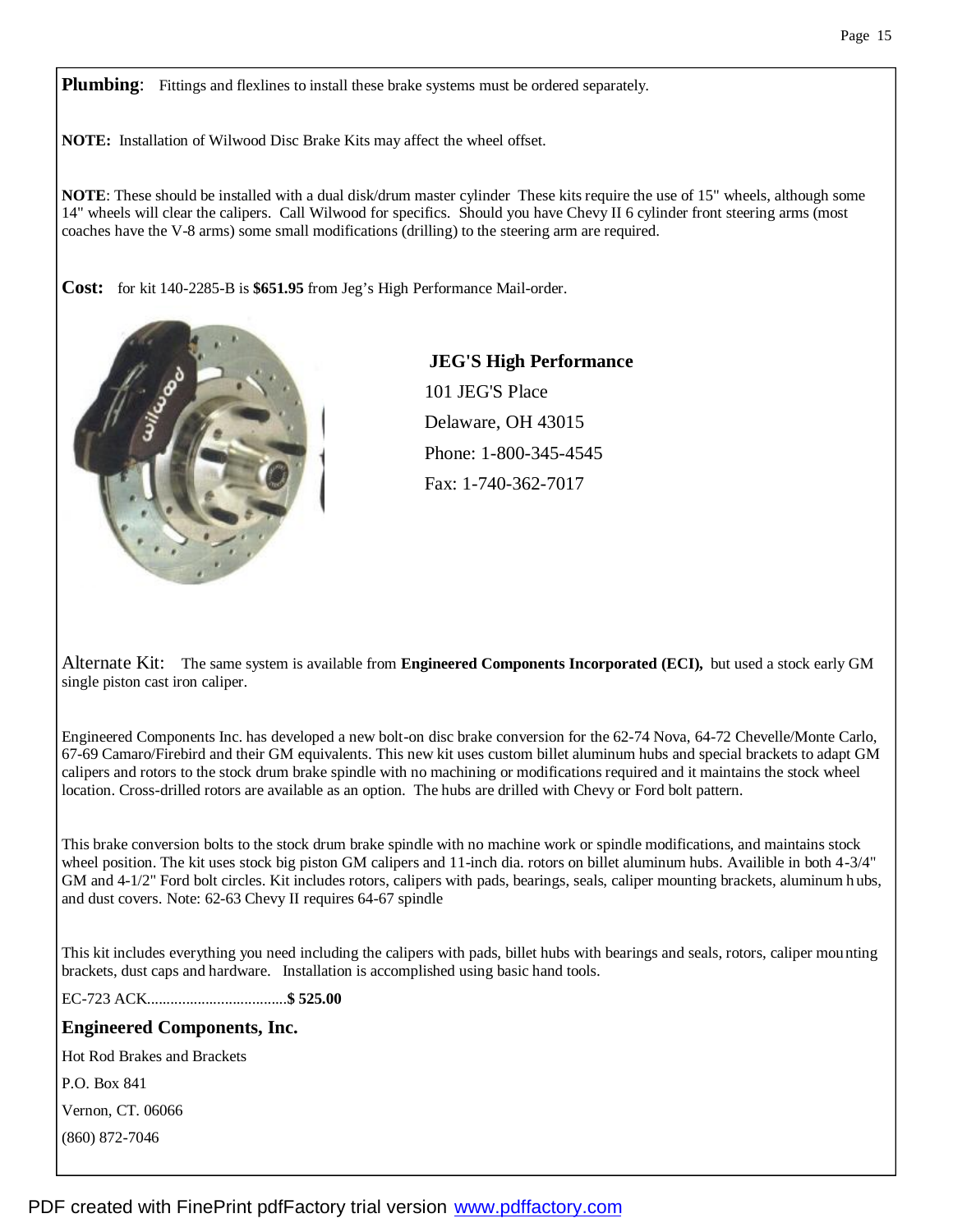**Plumbing**: Fittings and flexlines to install these brake systems must be ordered separately.

**NOTE:** Installation of Wilwood Disc Brake Kits may affect the wheel offset.

**NOTE**: These should be installed with a dual disk/drum master cylinder These kits require the use of 15" wheels, although some 14" wheels will clear the calipers. Call Wilwood for specifics. Should you have Chevy II 6 cylinder front steering arms (most coaches have the V-8 arms) some small modifications (drilling) to the steering arm are required.

**Cost:** for kit 140-2285-B is **$651.95** from Jeg's High Performance Mail-order.

**JEG'S High Performance**

101 JEG'S Place

Delaware, OH 43015

Phone: 1-800-345-4545

Fax: 1-740-362-7017

Alternate Kit: The same system is available from **Engineered Components Incorporated (ECI),** but used a stock early GM single piston cast iron caliper.

Engineered Components Inc. has developed a new bolt-on disc brake conversion for the 62-74 Nova, 64-72 Chevelle/Monte Carlo, 67-69 Camaro/Firebird and their GM equivalents. This new kit uses custom billet aluminum hubs and special brackets to adapt GM calipers and rotors to the stock drum brake spindle with no machining or modifications required and it maintains the stock wheel location. Cross-drilled rotors are available as an option. The hubs are drilled with Chevy or Ford bolt pattern.

This brake conversion bolts to the stock drum brake spindle with no machine work or spindle modifications, and maintains stock wheel position. The kit uses stock big piston GM calipers and 11-inch dia. rotors on billet aluminum hubs. Availible in both 4-3/4" GM and 4-1/2" Ford bolt circles. Kit includes rotors, calipers with pads, bearings, seals, caliper mounting brackets, aluminum hubs, and dust covers. Note: 62-63 Chevy II requires 64-67 spindle

This kit includes everything you need including the calipers with pads, billet hubs with bearings and seals, rotors, caliper mounting brackets, dust caps and hardware. Installation is accomplished using basic hand tools.

EC-723 ACK....................................**$ 525.00**

**Engineered Components, Inc.**

Hot Rod Brakes and Brackets

P.O. Box 841

Vernon, CT. 06066

(860) 872-7046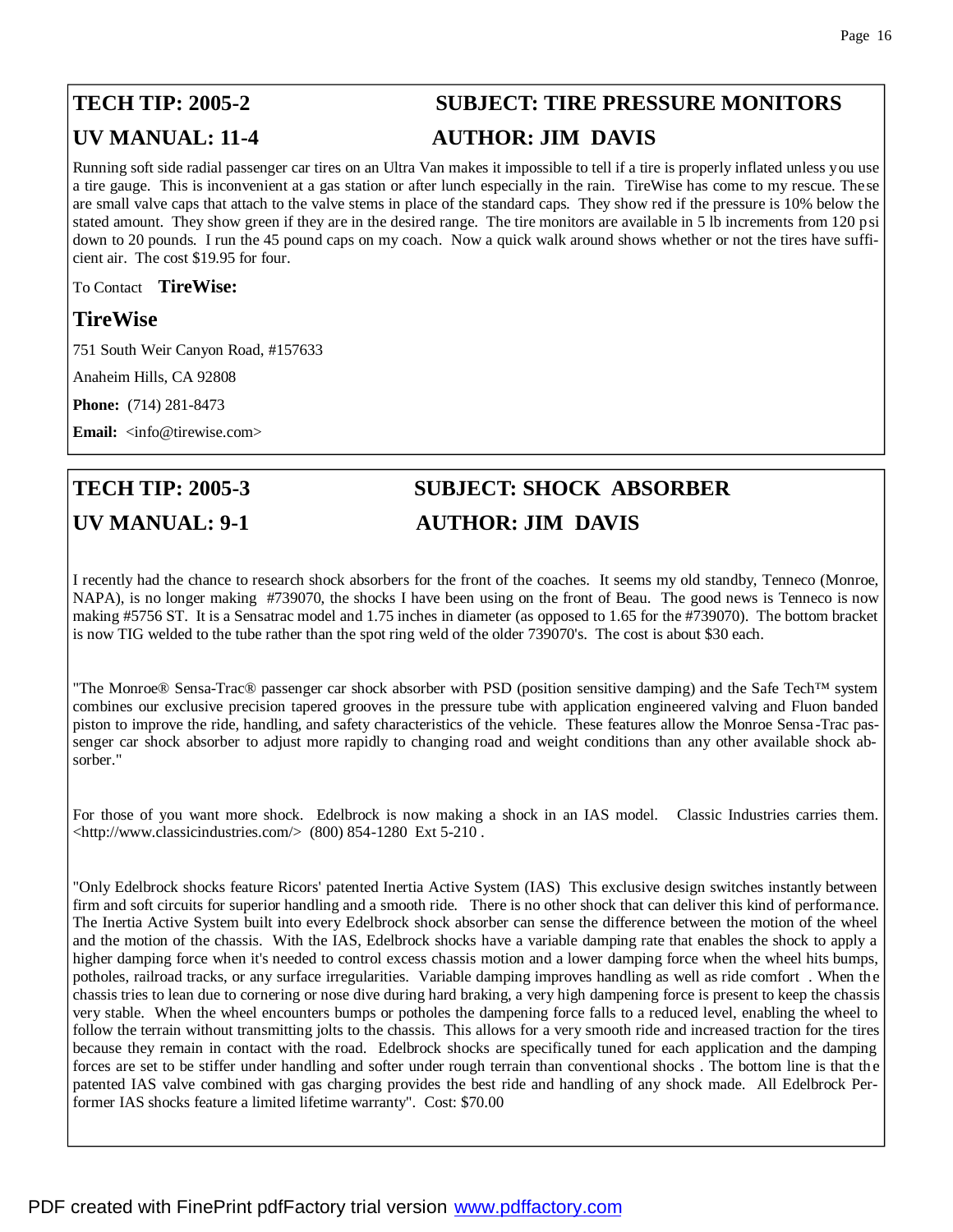## TECH TIP: 2005-2 — SUBJECT: TIRE PRESSURE MONITORS

## UV MANUAL: 11-4 — AUTHOR: JIM DAVIS

Running soft side radial passenger car tires on an Ultra Van makes it impossible to tell if a tire is properly inflated unless you use a tire gauge. This is inconvenient at a gas station or after lunch especially in the rain. TireWise has come to my rescue. These are small valve caps that attach to the valve stems in place of the standard caps. They show red if the pressure is 10% below the stated amount. They show green if they are in the desired range. The tire monitors are available in 5 lb increments from 120 psi down to 20 pounds. I run the 45 pound caps on my coach. Now a quick walk around shows whether or not the tires have sufficient air. The cost $19.95 for four.

To Contact **TireWise:**

**TireWise**

751 South Weir Canyon Road, #157633

Anaheim Hills, CA 92808

**Phone:** (714) 281-8473

**Email:** <info@tirewise.com>

## TECH TIP: 2005-3 — SUBJECT: SHOCK ABSORBER

## UV MANUAL: 9-1 — AUTHOR: JIM DAVIS

I recently had the chance to research shock absorbers for the front of the coaches. It seems my old standby, Tenneco (Monroe, NAPA), is no longer making #739070, the shocks I have been using on the front of Beau. The good news is Tenneco is now making #5756 ST. It is a Sensatrac model and 1.75 inches in diameter (as opposed to 1.65 for the #739070). The bottom bracket is now TIG welded to the tube rather than the spot ring weld of the older 739070's. The cost is about $30 each.

"The Monroe® Sensa-Trac® passenger car shock absorber with PSD (position sensitive damping) and the Safe Tech™ system combines our exclusive precision tapered grooves in the pressure tube with application engineered valving and Fluon banded piston to improve the ride, handling, and safety characteristics of the vehicle. These features allow the Monroe Sensa-Trac passenger car shock absorber to adjust more rapidly to changing road and weight conditions than any other available shock absorber."

For those of you want more shock. Edelbrock is now making a shock in an IAS model. Classic Industries carries them. <http://www.classicindustries.com/> (800) 854-1280 Ext 5-210 .

"Only Edelbrock shocks feature Ricors' patented Inertia Active System (IAS) This exclusive design switches instantly between firm and soft circuits for superior handling and a smooth ride. There is no other shock that can deliver this kind of performance. The Inertia Active System built into every Edelbrock shock absorber can sense the difference between the motion of the wheel and the motion of the chassis. With the IAS, Edelbrock shocks have a variable damping rate that enables the shock to apply a higher damping force when it's needed to control excess chassis motion and a lower damping force when the wheel hits bumps, potholes, railroad tracks, or any surface irregularities. Variable damping improves handling as well as ride comfort . When the chassis tries to lean due to cornering or nose dive during hard braking, a very high dampening force is present to keep the chassis very stable. When the wheel encounters bumps or potholes the dampening force falls to a reduced level, enabling the wheel to follow the terrain without transmitting jolts to the chassis. This allows for a very smooth ride and increased traction for the tires because they remain in contact with the road. Edelbrock shocks are specifically tuned for each application and the damping forces are set to be stiffer under handling and softer under rough terrain than conventional shocks . The bottom line is that the patented IAS valve combined with gas charging provides the best ride and handling of any shock made. All Edelbrock Performer IAS shocks feature a limited lifetime warranty". Cost: $70.00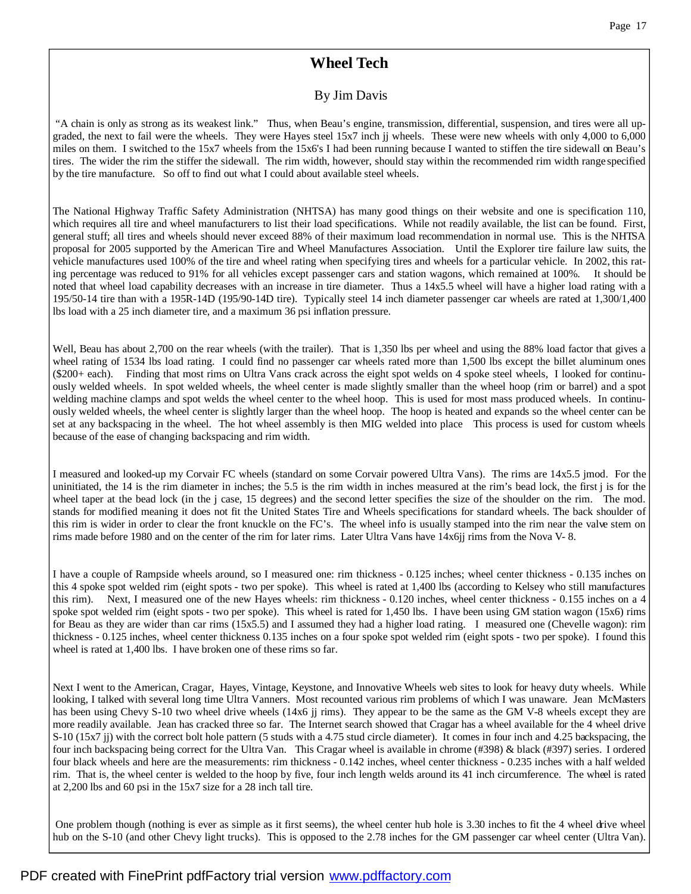# Wheel Tech

By Jim Davis

"A chain is only as strong as its weakest link." Thus, when Beau's engine, transmission, differential, suspension, and tires were all upgraded, the next to fail were the wheels. They were Hayes steel 15x7 inch jj wheels. These were new wheels with only 4,000 to 6,000 miles on them. I switched to the 15x7 wheels from the 15x6's I had been running because I wanted to stiffen the tire sidewall on Beau's tires. The wider the rim the stiffer the sidewall. The rim width, however, should stay within the recommended rim width range specified by the tire manufacture. So off to find out what I could about available steel wheels.

The National Highway Traffic Safety Administration (NHTSA) has many good things on their website and one is specification 110, which requires all tire and wheel manufacturers to list their load specifications. While not readily available, the list can be found. First, general stuff; all tires and wheels should never exceed 88% of their maximum load recommendation in normal use. This is the NHTSA proposal for 2005 supported by the American Tire and Wheel Manufactures Association. Until the Explorer tire failure law suits, the vehicle manufactures used 100% of the tire and wheel rating when specifying tires and wheels for a particular vehicle. In 2002, this rating percentage was reduced to 91% for all vehicles except passenger cars and station wagons, which remained at 100%. It should be noted that wheel load capability decreases with an increase in tire diameter. Thus a 14x5.5 wheel will have a higher load rating with a 195/50-14 tire than with a 195R-14D (195/90-14D tire). Typically steel 14 inch diameter passenger car wheels are rated at 1,300/1,400 lbs load with a 25 inch diameter tire, and a maximum 36 psi inflation pressure.

Well, Beau has about 2,700 on the rear wheels (with the trailer). That is 1,350 lbs per wheel and using the 88% load factor that gives a wheel rating of 1534 lbs load rating. I could find no passenger car wheels rated more than 1,500 lbs except the billet aluminum ones ($200+ each). Finding that most rims on Ultra Vans crack across the eight spot welds on 4 spoke steel wheels, I looked for continuously welded wheels. In spot welded wheels, the wheel center is made slightly smaller than the wheel hoop (rim or barrel) and a spot welding machine clamps and spot welds the wheel center to the wheel hoop. This is used for most mass produced wheels. In continuously welded wheels, the wheel center is slightly larger than the wheel hoop. The hoop is heated and expands so the wheel center can be set at any backspacing in the wheel. The hot wheel assembly is then MIG welded into place This process is used for custom wheels because of the ease of changing backspacing and rim width.

I measured and looked-up my Corvair FC wheels (standard on some Corvair powered Ultra Vans). The rims are 14x5.5 jmod. For the uninitiated, the 14 is the rim diameter in inches; the 5.5 is the rim width in inches measured at the rim's bead lock, the first j is for the wheel taper at the bead lock (in the j case, 15 degrees) and the second letter specifies the size of the shoulder on the rim. The mod. stands for modified meaning it does not fit the United States Tire and Wheels specifications for standard wheels. The back shoulder of this rim is wider in order to clear the front knuckle on the FC's. The wheel info is usually stamped into the rim near the valve stem on rims made before 1980 and on the center of the rim for later rims. Later Ultra Vans have 14x6jj rims from the Nova V- 8.

I have a couple of Rampside wheels around, so I measured one: rim thickness - 0.125 inches; wheel center thickness - 0.135 inches on this 4 spoke spot welded rim (eight spots - two per spoke). This wheel is rated at 1,400 lbs (according to Kelsey who still manufactures this rim). Next, I measured one of the new Hayes wheels: rim thickness - 0.120 inches, wheel center thickness - 0.155 inches on a 4 spoke spot welded rim (eight spots - two per spoke). This wheel is rated for 1,450 lbs. I have been using GM station wagon (15x6) rims for Beau as they are wider than car rims (15x5.5) and I assumed they had a higher load rating. I measured one (Chevelle wagon): rim thickness - 0.125 inches, wheel center thickness 0.135 inches on a four spoke spot welded rim (eight spots - two per spoke). I found this wheel is rated at 1,400 lbs. I have broken one of these rims so far.

Next I went to the American, Cragar, Hayes, Vintage, Keystone, and Innovative Wheels web sites to look for heavy duty wheels. While looking, I talked with several long time Ultra Vanners. Most recounted various rim problems of which I was unaware. Jean McMasters has been using Chevy S-10 two wheel drive wheels (14x6 jj rims). They appear to be the same as the GM V-8 wheels except they are more readily available. Jean has cracked three so far. The Internet search showed that Cragar has a wheel available for the 4 wheel drive S-10 (15x7 jj) with the correct bolt hole pattern (5 studs with a 4.75 stud circle diameter). It comes in four inch and 4.25 backspacing, the four inch backspacing being correct for the Ultra Van. This Cragar wheel is available in chrome (#398) & black (#397) series. I ordered four black wheels and here are the measurements: rim thickness - 0.142 inches, wheel center thickness - 0.235 inches with a half welded rim. That is, the wheel center is welded to the hoop by five, four inch length welds around its 41 inch circumference. The wheel is rated at 2,200 lbs and 60 psi in the 15x7 size for a 28 inch tall tire.

One problem though (nothing is ever as simple as it first seems), the wheel center hub hole is 3.30 inches to fit the 4 wheel drive wheel hub on the S-10 (and other Chevy light trucks). This is opposed to the 2.78 inches for the GM passenger car wheel center (Ultra Van).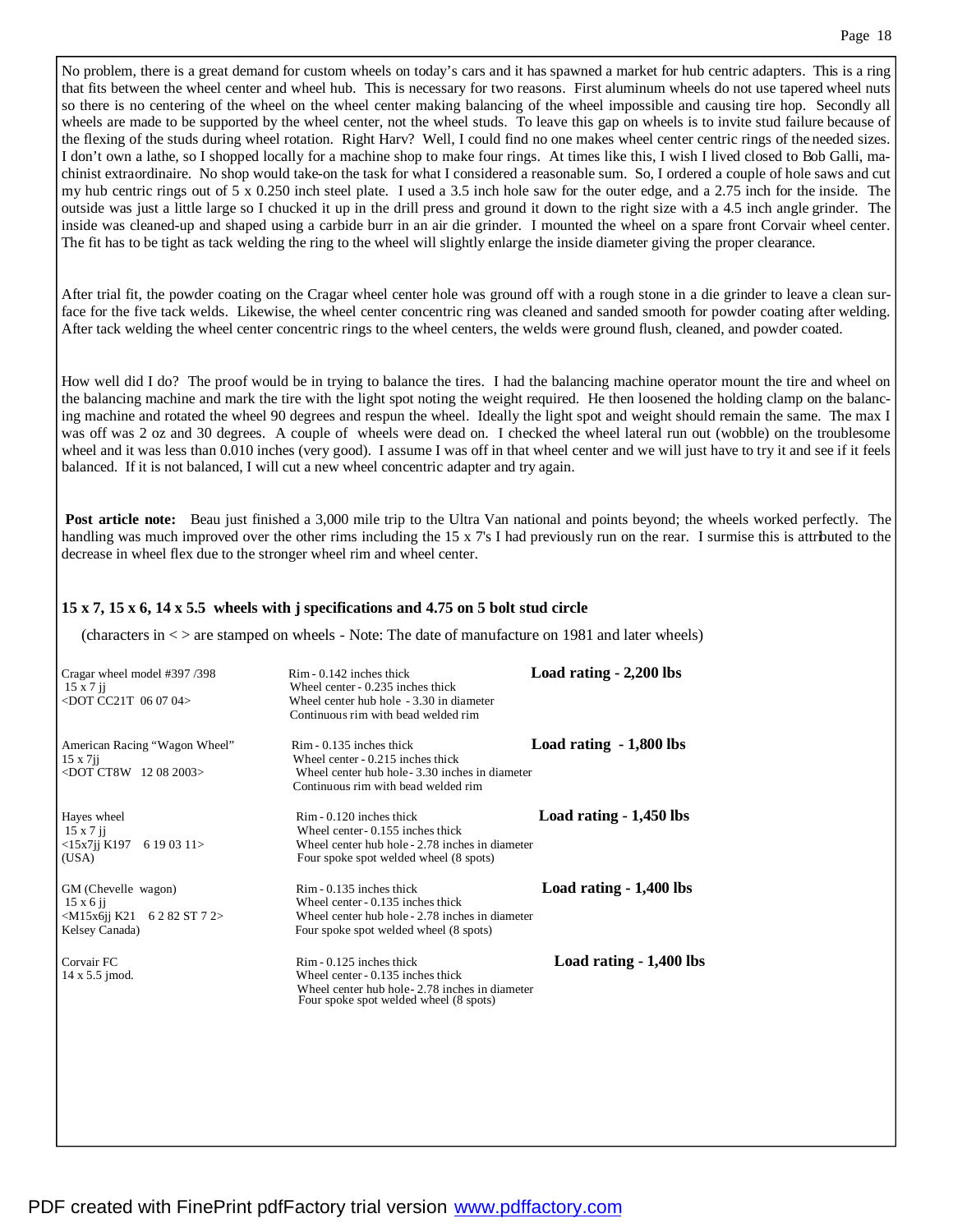No problem, there is a great demand for custom wheels on today's cars and it has spawned a market for hub centric adapters. This is a ring that fits between the wheel center and wheel hub. This is necessary for two reasons. First aluminum wheels do not use tapered wheel nuts so there is no centering of the wheel on the wheel center making balancing of the wheel impossible and causing tire hop. Secondly all wheels are made to be supported by the wheel center, not the wheel studs. To leave this gap on wheels is to invite stud failure because of the flexing of the studs during wheel rotation. Right Harv? Well, I could find no one makes wheel center centric rings of the needed sizes. I don't own a lathe, so I shopped locally for a machine shop to make four rings. At times like this, I wish I lived closed to Bob Galli, machinist extraordinaire. No shop would take-on the task for what I considered a reasonable sum. So, I ordered a couple of hole saws and cut my hub centric rings out of 5 x 0.250 inch steel plate. I used a 3.5 inch hole saw for the outer edge, and a 2.75 inch for the inside. The outside was just a little large so I chucked it up in the drill press and ground it down to the right size with a 4.5 inch angle grinder. The inside was cleaned-up and shaped using a carbide burr in an air die grinder. I mounted the wheel on a spare front Corvair wheel center. The fit has to be tight as tack welding the ring to the wheel will slightly enlarge the inside diameter giving the proper clearance.

After trial fit, the powder coating on the Cragar wheel center hole was ground off with a rough stone in a die grinder to leave a clean surface for the five tack welds. Likewise, the wheel center concentric ring was cleaned and sanded smooth for powder coating after welding. After tack welding the wheel center concentric rings to the wheel centers, the welds were ground flush, cleaned, and powder coated.

How well did I do? The proof would be in trying to balance the tires. I had the balancing machine operator mount the tire and wheel on the balancing machine and mark the tire with the light spot noting the weight required. He then loosened the holding clamp on the balancing machine and rotated the wheel 90 degrees and respun the wheel. Ideally the light spot and weight should remain the same. The max I was off was 2 oz and 30 degrees. A couple of wheels were dead on. I checked the wheel lateral run out (wobble) on the troublesome wheel and it was less than 0.010 inches (very good). I assume I was off in that wheel center and we will just have to try it and see if it feels balanced. If it is not balanced, I will cut a new wheel concentric adapter and try again.

**Post article note:** Beau just finished a 3,000 mile trip to the Ultra Van national and points beyond; the wheels worked perfectly. The handling was much improved over the other rims including the 15 x 7's I had previously run on the rear. I surmise this is attributed to the decrease in wheel flex due to the stronger wheel rim and wheel center.

### 15 x 7, 15 x 6, 14 x 5.5 wheels with j specifications and 4.75 on 5 bolt stud circle

(characters in < > are stamped on wheels - Note: The date of manufacture on 1981 and later wheels)

| Wheel | Specifications | Load rating |
|---|---|---|
| Cragar wheel model #397 /398<br>15 x 7 jj<br><DOT CC21T 06 07 04> | Rim - 0.142 inches thick<br>Wheel center - 0.235 inches thick<br>Wheel center hub hole - 3.30 in diameter<br>Continuous rim with bead welded rim | **Load rating - 2,200 lbs** |
| American Racing "Wagon Wheel"<br>15 x 7jj<br><DOT CT8W 12 08 2003> | Rim - 0.135 inches thick<br>Wheel center - 0.215 inches thick<br>Wheel center hub hole - 3.30 inches in diameter<br>Continuous rim with bead welded rim | **Load rating - 1,800 lbs** |
| Hayes wheel<br>15 x 7 jj<br><15x7jj K197 6 19 03 11><br>(USA) | Rim - 0.120 inches thick<br>Wheel center - 0.155 inches thick<br>Wheel center hub hole - 2.78 inches in diameter<br>Four spoke spot welded wheel (8 spots) | **Load rating - 1,450 lbs** |
| GM (Chevelle wagon)<br>15 x 6 jj<br><M15x6jj K21 6 2 82 ST 7 2><br>Kelsey Canada) | Rim - 0.135 inches thick<br>Wheel center - 0.155 inches thick<br>Wheel center hub hole - 2.78 inches in diameter<br>Four spoke spot welded wheel (8 spots) | **Load rating - 1,400 lbs** |
| Corvair FC<br>14 x 5.5 jmod. | Rim - 0.125 inches thick<br>Wheel center - 0.135 inches thick<br>Wheel center hub hole - 2.78 inches in diameter<br>Four spoke spot welded wheel (8 spots) | **Load rating - 1,400 lbs** |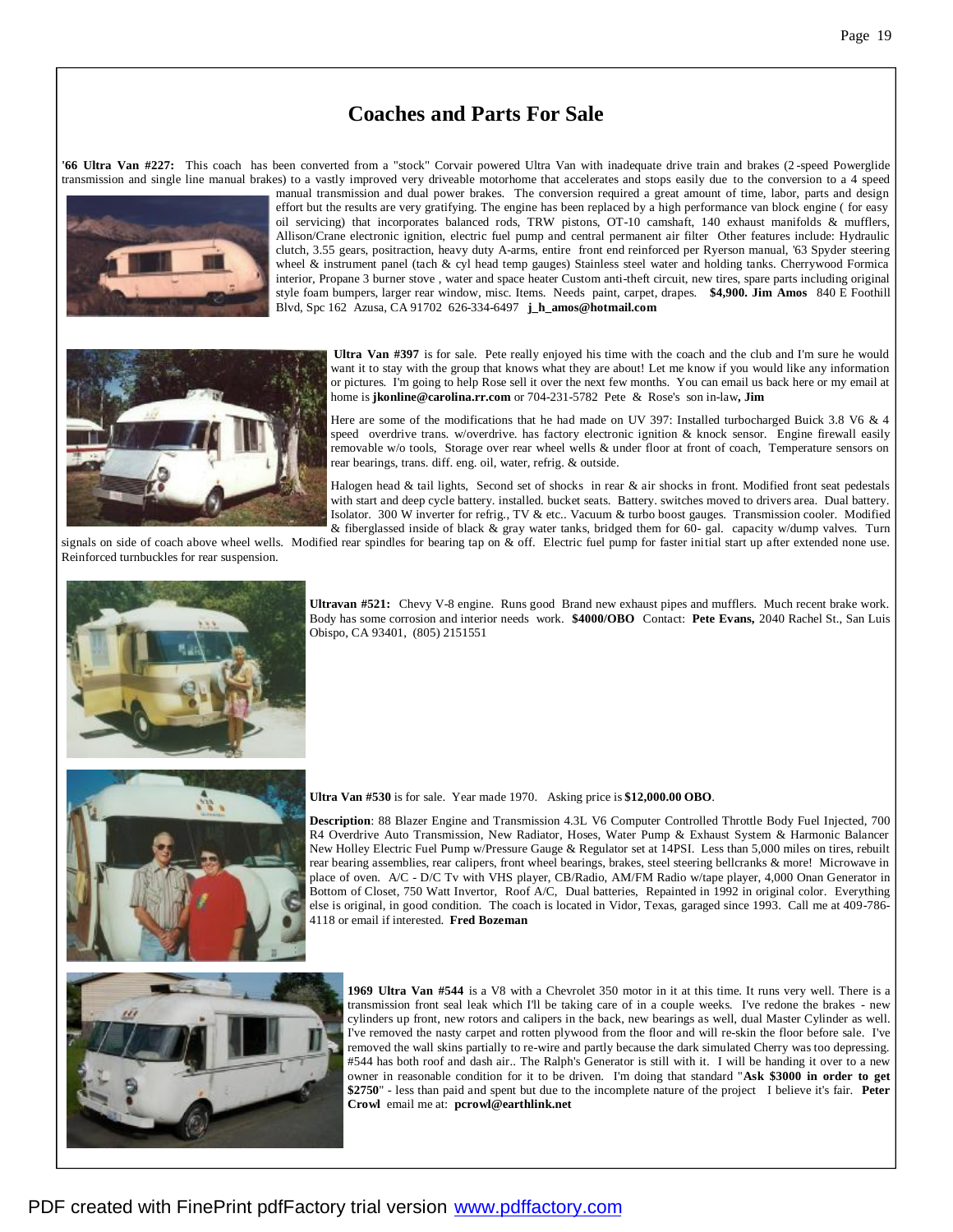# Coaches and Parts For Sale

**'66 Ultra Van #227:** This coach has been converted from a "stock" Corvair powered Ultra Van with inadequate drive train and brakes (2-speed Powerglide transmission and single line manual brakes) to a vastly improved very driveable motorhome that accelerates and stops easily due to the conversion to a 4 speed manual transmission and dual power brakes. The conversion required a great amount of time, labor, parts and design effort but the results are very gratifying. The engine has been replaced by a high performance van block engine ( for easy oil servicing) that incorporates balanced rods, TRW pistons, OT-10 camshaft, 140 exhaust manifolds & mufflers, Allison/Crane electronic ignition, electric fuel pump and central permanent air filter Other features include: Hydraulic clutch, 3.55 gears, positraction, heavy duty A-arms, entire front end reinforced per Ryerson manual, '63 Spyder steering wheel & instrument panel (tach & cyl head temp gauges) Stainless steel water and holding tanks. Cherrywood Formica interior, Propane 3 burner stove , water and space heater Custom anti-theft circuit, new tires, spare parts including original style foam bumpers, larger rear window, misc. Items. Needs paint, carpet, drapes. **$4,900. Jim Amos** 840 E Foothill Blvd, Spc 162 Azusa, CA 91702 626-334-6497 **j_h_amos@hotmail.com**

**Ultra Van #397** is for sale. Pete really enjoyed his time with the coach and the club and I'm sure he would want it to stay with the group that knows what they are about! Let me know if you would like any information or pictures. I'm going to help Rose sell it over the next few months. You can email us back here or my email at home is **jkonline@carolina.rr.com** or 704-231-5782 Pete & Rose's son in-law**, Jim**

Here are some of the modifications that he had made on UV 397: Installed turbocharged Buick 3.8 V6 & 4 speed overdrive trans. w/overdrive. has factory electronic ignition & knock sensor. Engine firewall easily removable w/o tools, Storage over rear wheel wells & under floor at front of coach, Temperature sensors on rear bearings, trans. diff. eng. oil, water, refrig. & outside.

Halogen head & tail lights, Second set of shocks in rear & air shocks in front. Modified front seat pedestals with start and deep cycle battery. installed. bucket seats. Battery. switches moved to drivers area. Dual battery. Isolator. 300 W inverter for refrig., TV & etc.. Vacuum & turbo boost gauges. Transmission cooler. Modified & fiberglassed inside of black & gray water tanks, bridged them for 60- gal. capacity w/dump valves. Turn signals on side of coach above wheel wells. Modified rear spindles for bearing tap on & off. Electric fuel pump for faster initial start up after extended none use. Reinforced turnbuckles for rear suspension.

**Ultravan #521:** Chevy V-8 engine. Runs good Brand new exhaust pipes and mufflers. Much recent brake work. Body has some corrosion and interior needs work. **$4000/OBO** Contact: **Pete Evans,** 2040 Rachel St., San Luis Obispo, CA 93401, (805) 2151551

**Ultra Van #530** is for sale. Year made 1970. Asking price is **$12,000.00 OBO**.

**Description**: 88 Blazer Engine and Transmission 4.3L V6 Computer Controlled Throttle Body Fuel Injected, 700 R4 Overdrive Auto Transmission, New Radiator, Hoses, Water Pump & Exhaust System & Harmonic Balancer New Holley Electric Fuel Pump w/Pressure Gauge & Regulator set at 14PSI. Less than 5,000 miles on tires, rebuilt rear bearing assemblies, rear calipers, front wheel bearings, brakes, steel steering bellcranks & more! Microwave in place of oven. A/C - D/C Tv with VHS player, CB/Radio, AM/FM Radio w/tape player, 4,000 Onan Generator in Bottom of Closet, 750 Watt Invertor, Roof A/C, Dual batteries, Repainted in 1992 in original color. Everything else is original, in good condition. The coach is located in Vidor, Texas, garaged since 1993. Call me at 409-786-4118 or email if interested. **Fred Bozeman**

**1969 Ultra Van #544** is a V8 with a Chevrolet 350 motor in it at this time. It runs very well. There is a transmission front seal leak which I'll be taking care of in a couple weeks. I've redone the brakes - new cylinders up front, new rotors and calipers in the back, new bearings as well, dual Master Cylinder as well. I've removed the nasty carpet and rotten plywood from the floor and will re-skin the floor before sale. I've removed the wall skins partially to re-wire and partly because the dark simulated Cherry was too depressing. #544 has both roof and dash air.. The Ralph's Generator is still with it. I will be handing it over to a new owner in reasonable condition for it to be driven. I'm doing that standard "**Ask $3000 in order to get $2750**" - less than paid and spent but due to the incomplete nature of the project I believe it's fair. **Peter Crowl** email me at: **pcrowl@earthlink.net**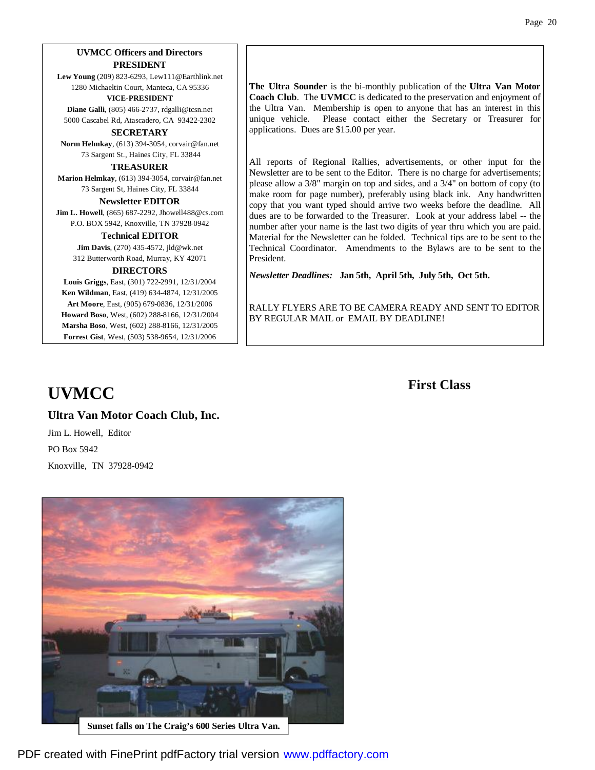## UVMCC Officers and Directors

**PRESIDENT**

**Lew Young** (209) 823-6293, Lew111@Earthlink.net
1280 Michaeltin Court, Manteca, CA 95336

**VICE-PRESIDENT**

**Diane Galli**, (805) 466-2737, rdgalli@tcsn.net
5000 Cascabel Rd, Atascadero, CA 93422-2302

**SECRETARY**

**Norm Helmkay**, (613) 394-3054, corvair@fan.net
73 Sargent St., Haines City, FL 33844

**TREASURER**

**Marion Helmkay**, (613) 394-3054, corvair@fan.net
73 Sargent St, Haines City, FL 33844

**Newsletter EDITOR**

**Jim L. Howell**, (865) 687-2292, Jhowell488@cs.com
P.O. BOX 5942, Knoxville, TN 37928-0942

**Technical EDITOR**

**Jim Davis**, (270) 435-4572, jld@wk.net
312 Butterworth Road, Murray, KY 42071

**DIRECTORS**

**Louis Griggs**, East, (301) 722-2991, 12/31/2004
**Ken Wildman**, East, (419) 634-4874, 12/31/2005
**Art Moore**, East, (905) 679-0836, 12/31/2006
**Howard Boso**, West, (602) 288-8166, 12/31/2004
**Marsha Boso**, West, (602) 288-8166, 12/31/2005
**Forrest Gist**, West, (503) 538-9654, 12/31/2006

**The Ultra Sounder** is the bi-monthly publication of the **Ultra Van Motor Coach Club**. The **UVMCC** is dedicated to the preservation and enjoyment of the Ultra Van. Membership is open to anyone that has an interest in this unique vehicle. Please contact either the Secretary or Treasurer for applications. Dues are $15.00 per year.

All reports of Regional Rallies, advertisements, or other input for the Newsletter are to be sent to the Editor. There is no charge for advertisements; please allow a 3/8" margin on top and sides, and a 3/4" on bottom of copy (to make room for page number), preferably using black ink. Any handwritten copy that you want typed should arrive two weeks before the deadline. All dues are to be forwarded to the Treasurer. Look at your address label -- the number after your name is the last two digits of year thru which you are paid. Material for the Newsletter can be folded. Technical tips are to be sent to the Technical Coordinator. Amendments to the Bylaws are to be sent to the President.

***Newsletter Deadlines:*** **Jan 5th, April 5th, July 5th, Oct 5th.**

RALLY FLYERS ARE TO BE CAMERA READY AND SENT TO EDITOR BY REGULAR MAIL or EMAIL BY DEADLINE!

# UVMCC

**Ultra Van Motor Coach Club, Inc.**

Jim L. Howell, Editor
PO Box 5942
Knoxville, TN 37928-0942

**First Class**

**Sunset falls on The Craig's 600 Series Ultra Van.**